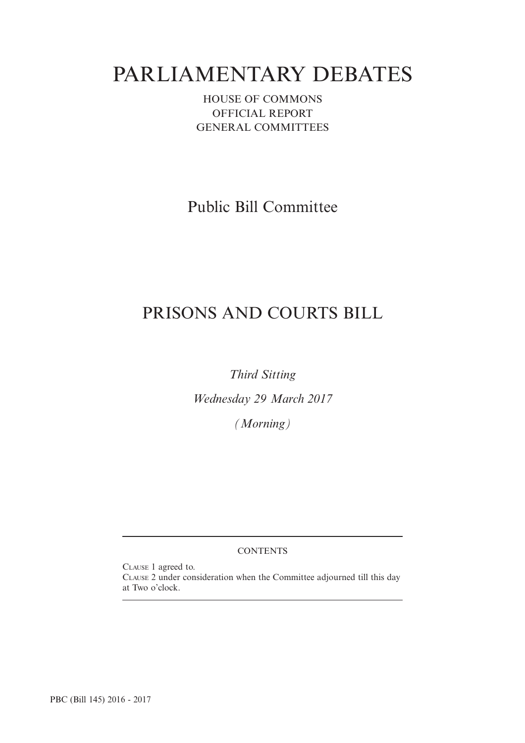# PARLIAMENTARY DEBATES

HOUSE OF COMMONS
OFFICIAL REPORT
GENERAL COMMITTEES

## Public Bill Committee

## PRISONS AND COURTS BILL

*Third Sitting*

*Wednesday 29 March 2017*

*(Morning)*

---

CONTENTS

Clause 1 agreed to.
Clause 2 under consideration when the Committee adjourned till this day at Two o'clock.

---

PBC (Bill 145) 2016 - 2017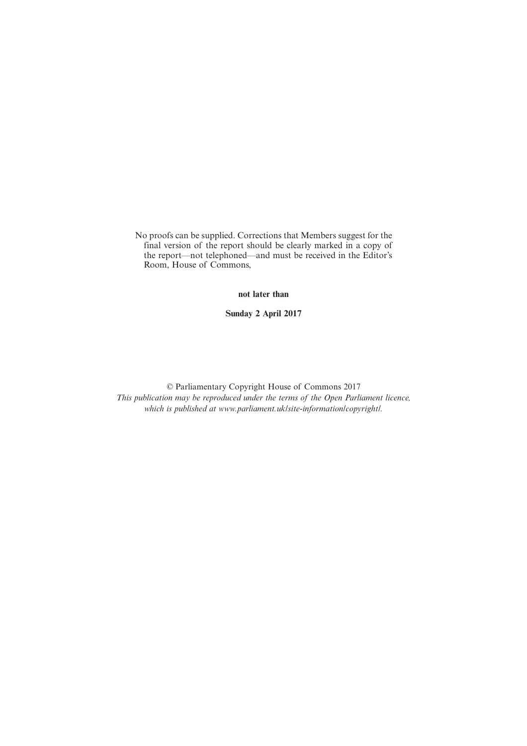No proofs can be supplied. Corrections that Members suggest for the final version of the report should be clearly marked in a copy of the report—not telephoned—and must be received in the Editor's Room, House of Commons,

**not later than**

**Sunday 2 April 2017**

© Parliamentary Copyright House of Commons 2017

*This publication may be reproduced under the terms of the Open Parliament licence, which is published at www.parliament.uk/site-information/copyright/.*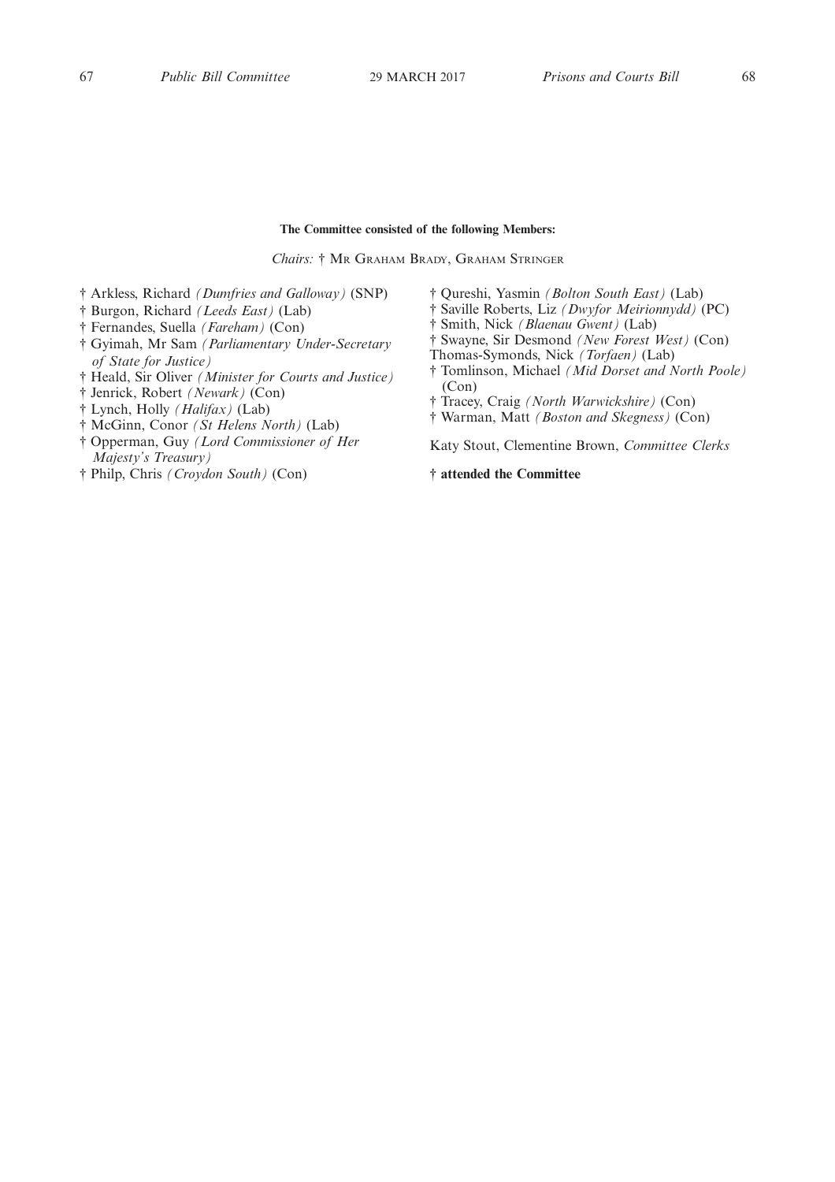**The Committee consisted of the following Members:**

*Chairs:* † Mr Graham Brady, Graham Stringer

† Arkless, Richard *(Dumfries and Galloway)* (SNP)
† Burgon, Richard *(Leeds East)* (Lab)
† Fernandes, Suella *(Fareham)* (Con)
† Gyimah, Mr Sam *(Parliamentary Under-Secretary of State for Justice)*
† Heald, Sir Oliver *(Minister for Courts and Justice)*
† Jenrick, Robert *(Newark)* (Con)
† Lynch, Holly *(Halifax)* (Lab)
† McGinn, Conor *(St Helens North)* (Lab)
† Opperman, Guy *(Lord Commissioner of Her Majesty's Treasury)*
† Philp, Chris *(Croydon South)* (Con)
† Qureshi, Yasmin *(Bolton South East)* (Lab)
† Saville Roberts, Liz *(Dwyfor Meirionnydd)* (PC)
† Smith, Nick *(Blaenau Gwent)* (Lab)
† Swayne, Sir Desmond *(New Forest West)* (Con)
Thomas-Symonds, Nick *(Torfaen)* (Lab)
† Tomlinson, Michael *(Mid Dorset and North Poole)* (Con)
† Tracey, Craig *(North Warwickshire)* (Con)
† Warman, Matt *(Boston and Skegness)* (Con)

Katy Stout, Clementine Brown, *Committee Clerks*

**† attended the Committee**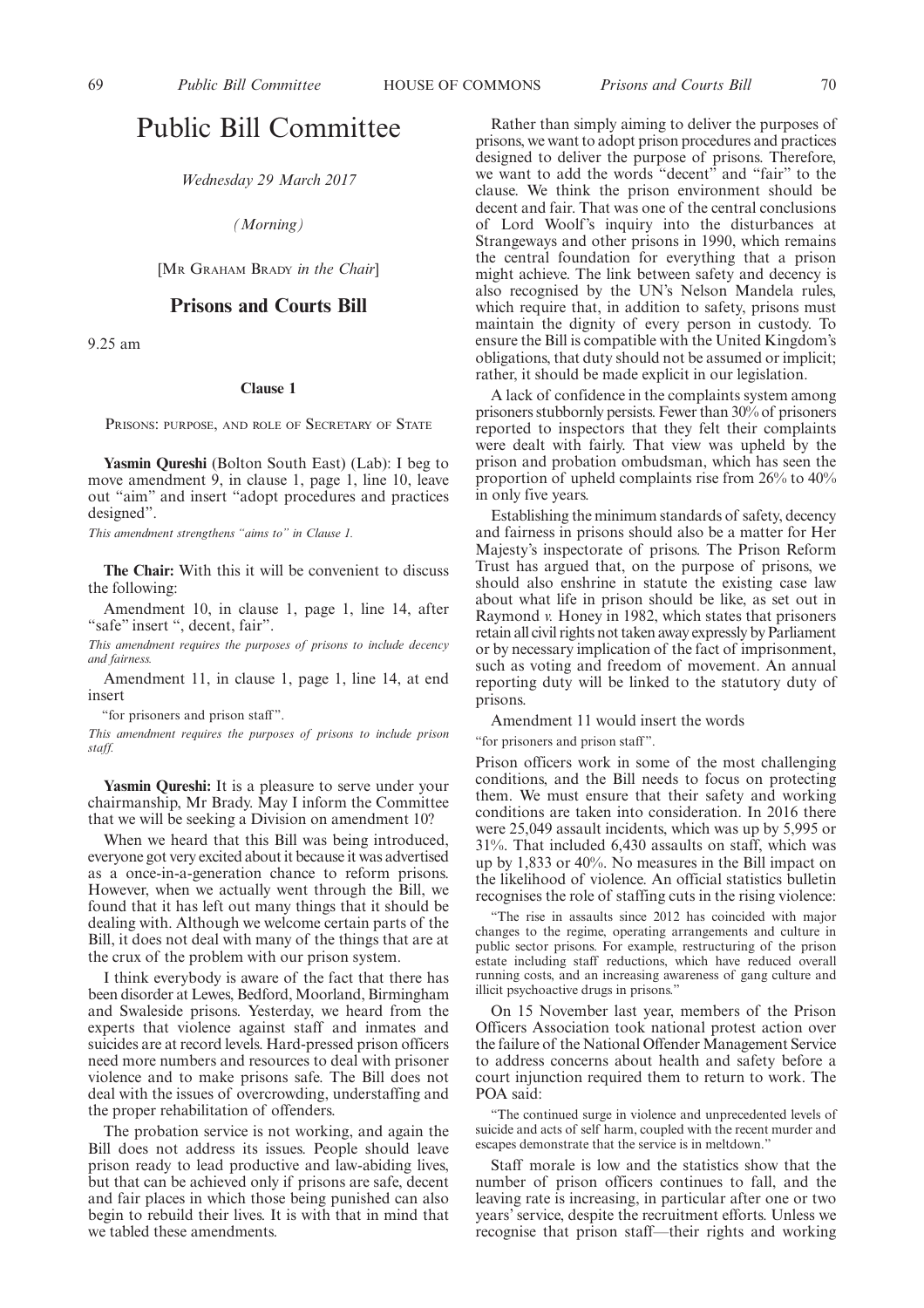# Public Bill Committee

*Wednesday 29 March 2017*

*(Morning)*

[MR GRAHAM BRADY *in the Chair*]

## Prisons and Courts Bill

9.25 am

### Clause 1

PRISONS: PURPOSE, AND ROLE OF SECRETARY OF STATE

**Yasmin Qureshi** (Bolton South East) (Lab): I beg to move amendment 9, in clause 1, page 1, line 10, leave out "aim" and insert "adopt procedures and practices designed".

*This amendment strengthens "aims to" in Clause 1.*

**The Chair:** With this it will be convenient to discuss the following:

Amendment 10, in clause 1, page 1, line 14, after "safe" insert ", decent, fair".

*This amendment requires the purposes of prisons to include decency and fairness.*

Amendment 11, in clause 1, page 1, line 14, at end insert

"for prisoners and prison staff".

*This amendment requires the purposes of prisons to include prison staff.*

**Yasmin Qureshi:** It is a pleasure to serve under your chairmanship, Mr Brady. May I inform the Committee that we will be seeking a Division on amendment 10?

When we heard that this Bill was being introduced, everyone got very excited about it because it was advertised as a once-in-a-generation chance to reform prisons. However, when we actually went through the Bill, we found that it has left out many things that it should be dealing with. Although we welcome certain parts of the Bill, it does not deal with many of the things that are at the crux of the problem with our prison system.

I think everybody is aware of the fact that there has been disorder at Lewes, Bedford, Moorland, Birmingham and Swaleside prisons. Yesterday, we heard from the experts that violence against staff and inmates and suicides are at record levels. Hard-pressed prison officers need more numbers and resources to deal with prisoner violence and to make prisons safe. The Bill does not deal with the issues of overcrowding, understaffing and the proper rehabilitation of offenders.

The probation service is not working, and again the Bill does not address its issues. People should leave prison ready to lead productive and law-abiding lives, but that can be achieved only if prisons are safe, decent and fair places in which those being punished can also begin to rebuild their lives. It is with that in mind that we tabled these amendments.

Rather than simply aiming to deliver the purposes of prisons, we want to adopt prison procedures and practices designed to deliver the purpose of prisons. Therefore, we want to add the words "decent" and "fair" to the clause. We think the prison environment should be decent and fair. That was one of the central conclusions of Lord Woolf's inquiry into the disturbances at Strangeways and other prisons in 1990, which remains the central foundation for everything that a prison might achieve. The link between safety and decency is also recognised by the UN's Nelson Mandela rules, which require that, in addition to safety, prisons must maintain the dignity of every person in custody. To ensure the Bill is compatible with the United Kingdom's obligations, that duty should not be assumed or implicit; rather, it should be made explicit in our legislation.

A lack of confidence in the complaints system among prisoners stubbornly persists. Fewer than 30% of prisoners reported to inspectors that they felt their complaints were dealt with fairly. That view was upheld by the prison and probation ombudsman, which has seen the proportion of upheld complaints rise from 26% to 40% in only five years.

Establishing the minimum standards of safety, decency and fairness in prisons should also be a matter for Her Majesty's inspectorate of prisons. The Prison Reform Trust has argued that, on the purpose of prisons, we should also enshrine in statute the existing case law about what life in prison should be like, as set out in Raymond *v.* Honey in 1982, which states that prisoners retain all civil rights not taken away expressly by Parliament or by necessary implication of the fact of imprisonment, such as voting and freedom of movement. An annual reporting duty will be linked to the statutory duty of prisons.

Amendment 11 would insert the words

"for prisoners and prison staff".

Prison officers work in some of the most challenging conditions, and the Bill needs to focus on protecting them. We must ensure that their safety and working conditions are taken into consideration. In 2016 there were 25,049 assault incidents, which was up by 5,995 or 31%. That included 6,430 assaults on staff, which was up by 1,833 or 40%. No measures in the Bill impact on the likelihood of violence. An official statistics bulletin recognises the role of staffing cuts in the rising violence:

"The rise in assaults since 2012 has coincided with major changes to the regime, operating arrangements and culture in public sector prisons. For example, restructuring of the prison estate including staff reductions, which have reduced overall running costs, and an increasing awareness of gang culture and illicit psychoactive drugs in prisons."

On 15 November last year, members of the Prison Officers Association took national protest action over the failure of the National Offender Management Service to address concerns about health and safety before a court injunction required them to return to work. The POA said:

"The continued surge in violence and unprecedented levels of suicide and acts of self harm, coupled with the recent murder and escapes demonstrate that the service is in meltdown."

Staff morale is low and the statistics show that the number of prison officers continues to fall, and the leaving rate is increasing, in particular after one or two years' service, despite the recruitment efforts. Unless we recognise that prison staff—their rights and working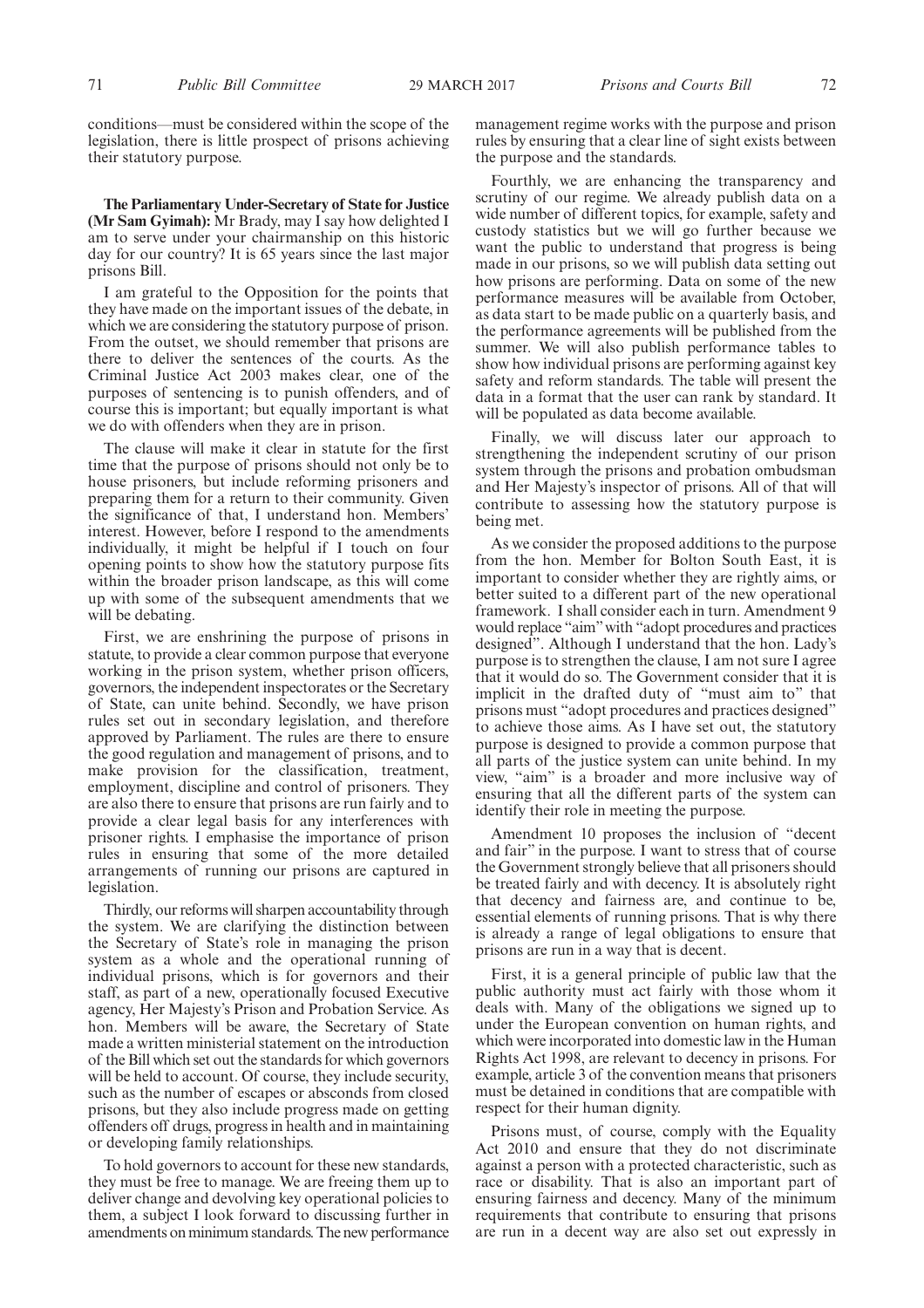conditions—must be considered within the scope of the legislation, there is little prospect of prisons achieving their statutory purpose.

**The Parliamentary Under-Secretary of State for Justice (Mr Sam Gyimah):** Mr Brady, may I say how delighted I am to serve under your chairmanship on this historic day for our country? It is 65 years since the last major prisons Bill.

I am grateful to the Opposition for the points that they have made on the important issues of the debate, in which we are considering the statutory purpose of prison. From the outset, we should remember that prisons are there to deliver the sentences of the courts. As the Criminal Justice Act 2003 makes clear, one of the purposes of sentencing is to punish offenders, and of course this is important; but equally important is what we do with offenders when they are in prison.

The clause will make it clear in statute for the first time that the purpose of prisons should not only be to house prisoners, but include reforming prisoners and preparing them for a return to their community. Given the significance of that, I understand hon. Members' interest. However, before I respond to the amendments individually, it might be helpful if I touch on four opening points to show how the statutory purpose fits within the broader prison landscape, as this will come up with some of the subsequent amendments that we will be debating.

First, we are enshrining the purpose of prisons in statute, to provide a clear common purpose that everyone working in the prison system, whether prison officers, governors, the independent inspectorates or the Secretary of State, can unite behind. Secondly, we have prison rules set out in secondary legislation, and therefore approved by Parliament. The rules are there to ensure the good regulation and management of prisons, and to make provision for the classification, treatment, employment, discipline and control of prisoners. They are also there to ensure that prisons are run fairly and to provide a clear legal basis for any interferences with prisoner rights. I emphasise the importance of prison rules in ensuring that some of the more detailed arrangements of running our prisons are captured in legislation.

Thirdly, our reforms will sharpen accountability through the system. We are clarifying the distinction between the Secretary of State's role in managing the prison system as a whole and the operational running of individual prisons, which is for governors and their staff, as part of a new, operationally focused Executive agency, Her Majesty's Prison and Probation Service. As hon. Members will be aware, the Secretary of State made a written ministerial statement on the introduction of the Bill which set out the standards for which governors will be held to account. Of course, they include security, such as the number of escapes or absconds from closed prisons, but they also include progress made on getting offenders off drugs, progress in health and in maintaining or developing family relationships.

To hold governors to account for these new standards, they must be free to manage. We are freeing them up to deliver change and devolving key operational policies to them, a subject I look forward to discussing further in amendments on minimum standards. The new performance management regime works with the purpose and prison rules by ensuring that a clear line of sight exists between the purpose and the standards.

Fourthly, we are enhancing the transparency and scrutiny of our regime. We already publish data on a wide number of different topics, for example, safety and custody statistics but we will go further because we want the public to understand that progress is being made in our prisons, so we will publish data setting out how prisons are performing. Data on some of the new performance measures will be available from October, as data start to be made public on a quarterly basis, and the performance agreements will be published from the summer. We will also publish performance tables to show how individual prisons are performing against key safety and reform standards. The table will present the data in a format that the user can rank by standard. It will be populated as data become available.

Finally, we will discuss later our approach to strengthening the independent scrutiny of our prison system through the prisons and probation ombudsman and Her Majesty's inspector of prisons. All of that will contribute to assessing how the statutory purpose is being met.

As we consider the proposed additions to the purpose from the hon. Member for Bolton South East, it is important to consider whether they are rightly aims, or better suited to a different part of the new operational framework. I shall consider each in turn. Amendment 9 would replace "aim" with "adopt procedures and practices designed". Although I understand that the hon. Lady's purpose is to strengthen the clause, I am not sure I agree that it would do so. The Government consider that it is implicit in the drafted duty of "must aim to" that prisons must "adopt procedures and practices designed" to achieve those aims. As I have set out, the statutory purpose is designed to provide a common purpose that all parts of the justice system can unite behind. In my view, "aim" is a broader and more inclusive way of ensuring that all the different parts of the system can identify their role in meeting the purpose.

Amendment 10 proposes the inclusion of "decent and fair" in the purpose. I want to stress that of course the Government strongly believe that all prisoners should be treated fairly and with decency. It is absolutely right that decency and fairness are, and continue to be, essential elements of running prisons. That is why there is already a range of legal obligations to ensure that prisons are run in a way that is decent.

First, it is a general principle of public law that the public authority must act fairly with those whom it deals with. Many of the obligations we signed up to under the European convention on human rights, and which were incorporated into domestic law in the Human Rights Act 1998, are relevant to decency in prisons. For example, article 3 of the convention means that prisoners must be detained in conditions that are compatible with respect for their human dignity.

Prisons must, of course, comply with the Equality Act 2010 and ensure that they do not discriminate against a person with a protected characteristic, such as race or disability. That is also an important part of ensuring fairness and decency. Many of the minimum requirements that contribute to ensuring that prisons are run in a decent way are also set out expressly in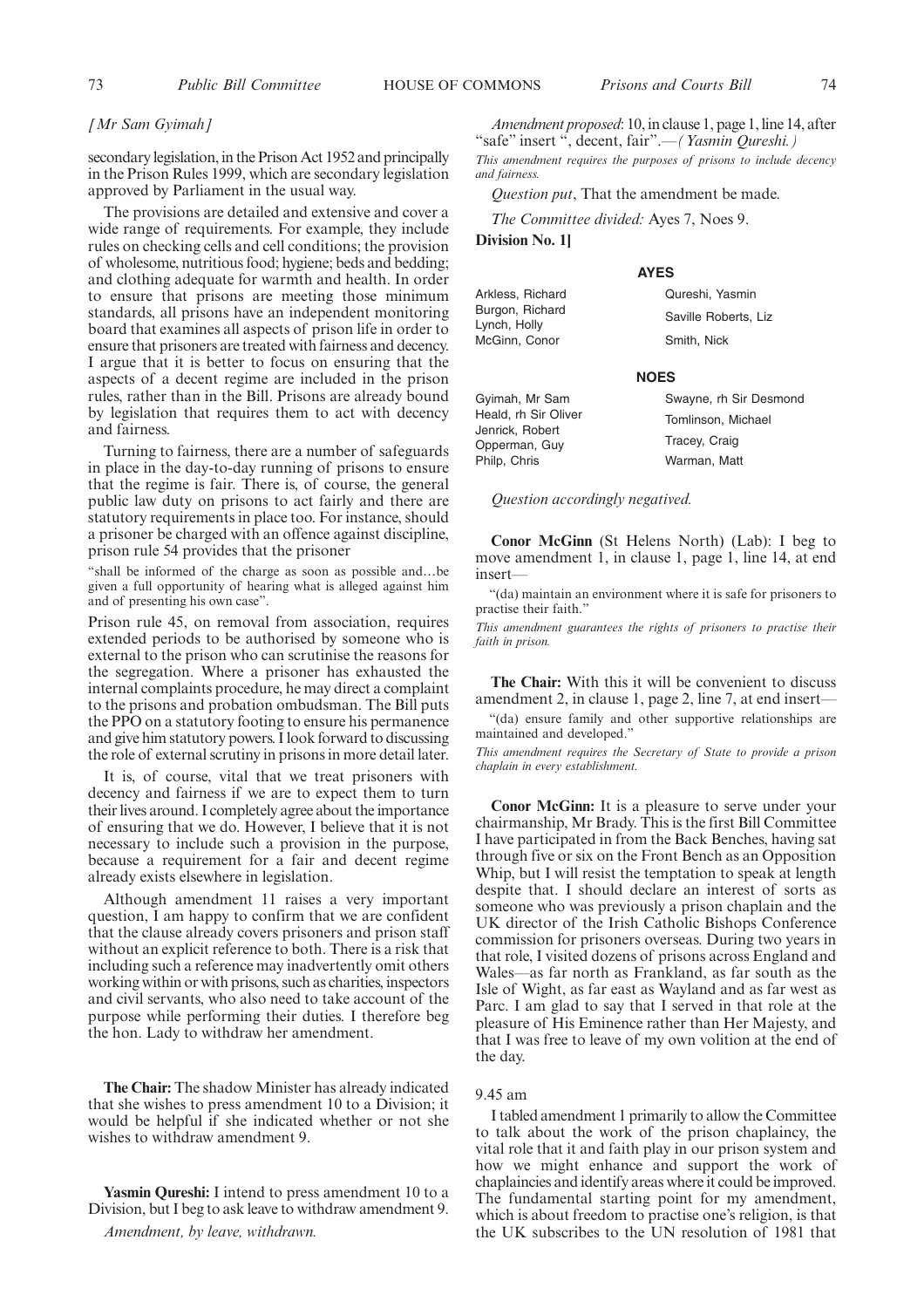*[Mr Sam Gyimah]*

secondary legislation, in the Prison Act 1952 and principally in the Prison Rules 1999, which are secondary legislation approved by Parliament in the usual way.

The provisions are detailed and extensive and cover a wide range of requirements. For example, they include rules on checking cells and cell conditions; the provision of wholesome, nutritious food; hygiene; beds and bedding; and clothing adequate for warmth and health. In order to ensure that prisons are meeting those minimum standards, all prisons have an independent monitoring board that examines all aspects of prison life in order to ensure that prisoners are treated with fairness and decency. I argue that it is better to focus on ensuring that the aspects of a decent regime are included in the prison rules, rather than in the Bill. Prisons are already bound by legislation that requires them to act with decency and fairness.

Turning to fairness, there are a number of safeguards in place in the day-to-day running of prisons to ensure that the regime is fair. There is, of course, the general public law duty on prisons to act fairly and there are statutory requirements in place too. For instance, should a prisoner be charged with an offence against discipline, prison rule 54 provides that the prisoner

"shall be informed of the charge as soon as possible and…be given a full opportunity of hearing what is alleged against him and of presenting his own case".

Prison rule 45, on removal from association, requires extended periods to be authorised by someone who is external to the prison who can scrutinise the reasons for the segregation. Where a prisoner has exhausted the internal complaints procedure, he may direct a complaint to the prisons and probation ombudsman. The Bill puts the PPO on a statutory footing to ensure his permanence and give him statutory powers. I look forward to discussing the role of external scrutiny in prisons in more detail later.

It is, of course, vital that we treat prisoners with decency and fairness if we are to expect them to turn their lives around. I completely agree about the importance of ensuring that we do. However, I believe that it is not necessary to include such a provision in the purpose, because a requirement for a fair and decent regime already exists elsewhere in legislation.

Although amendment 11 raises a very important question, I am happy to confirm that we are confident that the clause already covers prisoners and prison staff without an explicit reference to both. There is a risk that including such a reference may inadvertently omit others working within or with prisons, such as charities, inspectors and civil servants, who also need to take account of the purpose while performing their duties. I therefore beg the hon. Lady to withdraw her amendment.

**The Chair:** The shadow Minister has already indicated that she wishes to press amendment 10 to a Division; it would be helpful if she indicated whether or not she wishes to withdraw amendment 9.

**Yasmin Qureshi:** I intend to press amendment 10 to a Division, but I beg to ask leave to withdraw amendment 9.

*Amendment, by leave, withdrawn.*

*Amendment proposed*: 10, in clause 1, page 1, line 14, after "safe" insert ", decent, fair".—*(Yasmin Qureshi.)*

*This amendment requires the purposes of prisons to include decency and fairness.*

*Question put*, That the amendment be made.

*The Committee divided:* Ayes 7, Noes 9.

**Division No. 1]**

**AYES**

Arkless, Richard
Burgon, Richard
Lynch, Holly
McGinn, Conor
Qureshi, Yasmin
Saville Roberts, Liz
Smith, Nick

**NOES**

Gyimah, Mr Sam
Heald, rh Sir Oliver
Jenrick, Robert
Opperman, Guy
Philp, Chris
Swayne, rh Sir Desmond
Tomlinson, Michael
Tracey, Craig
Warman, Matt

*Question accordingly negatived.*

**Conor McGinn** (St Helens North) (Lab): I beg to move amendment 1, in clause 1, page 1, line 14, at end insert—

"(da) maintain an environment where it is safe for prisoners to practise their faith."

*This amendment guarantees the rights of prisoners to practise their faith in prison.*

**The Chair:** With this it will be convenient to discuss amendment 2, in clause 1, page 2, line 7, at end insert—

"(da) ensure family and other supportive relationships are maintained and developed."

*This amendment requires the Secretary of State to provide a prison chaplain in every establishment.*

**Conor McGinn:** It is a pleasure to serve under your chairmanship, Mr Brady. This is the first Bill Committee I have participated in from the Back Benches, having sat through five or six on the Front Bench as an Opposition Whip, but I will resist the temptation to speak at length despite that. I should declare an interest of sorts as someone who was previously a prison chaplain and the UK director of the Irish Catholic Bishops Conference commission for prisoners overseas. During two years in that role, I visited dozens of prisons across England and Wales—as far north as Frankland, as far south as the Isle of Wight, as far east as Wayland and as far west as Parc. I am glad to say that I served in that role at the pleasure of His Eminence rather than Her Majesty, and that I was free to leave of my own volition at the end of the day.

9.45 am

I tabled amendment 1 primarily to allow the Committee to talk about the work of the prison chaplaincy, the vital role that it and faith play in our prison system and how we might enhance and support the work of chaplaincies and identify areas where it could be improved. The fundamental starting point for my amendment, which is about freedom to practise one's religion, is that the UK subscribes to the UN resolution of 1981 that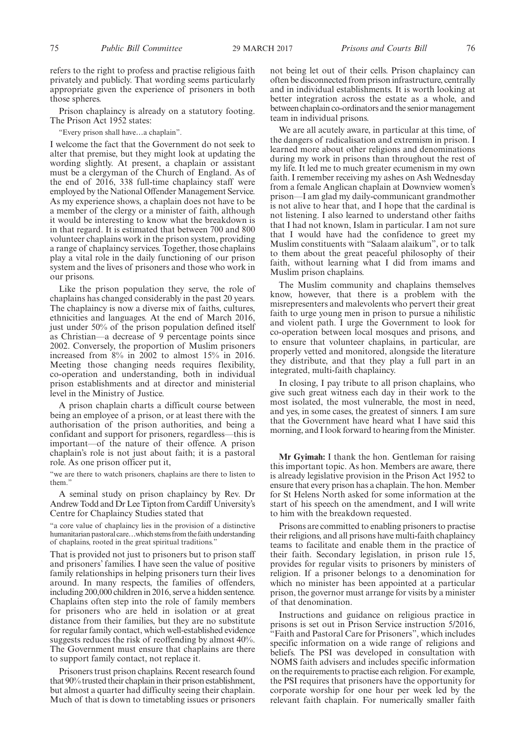refers to the right to profess and practise religious faith privately and publicly. That wording seems particularly appropriate given the experience of prisoners in both those spheres.

Prison chaplaincy is already on a statutory footing. The Prison Act 1952 states:

"Every prison shall have…a chaplain".

I welcome the fact that the Government do not seek to alter that premise, but they might look at updating the wording slightly. At present, a chaplain or assistant must be a clergyman of the Church of England. As of the end of 2016, 338 full-time chaplaincy staff were employed by the National Offender Management Service. As my experience shows, a chaplain does not have to be a member of the clergy or a minister of faith, although it would be interesting to know what the breakdown is in that regard. It is estimated that between 700 and 800 volunteer chaplains work in the prison system, providing a range of chaplaincy services. Together, those chaplains play a vital role in the daily functioning of our prison system and the lives of prisoners and those who work in our prisons.

Like the prison population they serve, the role of chaplains has changed considerably in the past 20 years. The chaplaincy is now a diverse mix of faiths, cultures, ethnicities and languages. At the end of March 2016, just under 50% of the prison population defined itself as Christian—a decrease of 9 percentage points since 2002. Conversely, the proportion of Muslim prisoners increased from 8% in 2002 to almost 15% in 2016. Meeting those changing needs requires flexibility, co-operation and understanding, both in individual prison establishments and at director and ministerial level in the Ministry of Justice.

A prison chaplain charts a difficult course between being an employee of a prison, or at least there with the authorisation of the prison authorities, and being a confidant and support for prisoners, regardless—this is important—of the nature of their offence. A prison chaplain's role is not just about faith; it is a pastoral role. As one prison officer put it,

"we are there to watch prisoners, chaplains are there to listen to them."

A seminal study on prison chaplaincy by Rev. Dr Andrew Todd and Dr Lee Tipton from Cardiff University's Centre for Chaplaincy Studies stated that

"a core value of chaplaincy lies in the provision of a distinctive humanitarian pastoral care…which stems from the faith understanding of chaplains, rooted in the great spiritual traditions."

That is provided not just to prisoners but to prison staff and prisoners' families. I have seen the value of positive family relationships in helping prisoners turn their lives around. In many respects, the families of offenders, including 200,000 children in 2016, serve a hidden sentence. Chaplains often step into the role of family members for prisoners who are held in isolation or at great distance from their families, but they are no substitute for regular family contact, which well-established evidence suggests reduces the risk of reoffending by almost 40%. The Government must ensure that chaplains are there to support family contact, not replace it.

Prisoners trust prison chaplains. Recent research found that 90% trusted their chaplain in their prison establishment, but almost a quarter had difficulty seeing their chaplain. Much of that is down to timetabling issues or prisoners not being let out of their cells. Prison chaplaincy can often be disconnected from prison infrastructure, centrally and in individual establishments. It is worth looking at better integration across the estate as a whole, and between chaplain co-ordinators and the senior management team in individual prisons.

We are all acutely aware, in particular at this time, of the dangers of radicalisation and extremism in prison. I learned more about other religions and denominations during my work in prisons than throughout the rest of my life. It led me to much greater ecumenism in my own faith. I remember receiving my ashes on Ash Wednesday from a female Anglican chaplain at Downview women's prison—I am glad my daily-communicant grandmother is not alive to hear that, and I hope that the cardinal is not listening. I also learned to understand other faiths that I had not known, Islam in particular. I am not sure that I would have had the confidence to greet my Muslim constituents with "Salaam alaikum", or to talk to them about the great peaceful philosophy of their faith, without learning what I did from imams and Muslim prison chaplains.

The Muslim community and chaplains themselves know, however, that there is a problem with the misrepresenters and malevolents who pervert their great faith to urge young men in prison to pursue a nihilistic and violent path. I urge the Government to look for co-operation between local mosques and prisons, and to ensure that volunteer chaplains, in particular, are properly vetted and monitored, alongside the literature they distribute, and that they play a full part in an integrated, multi-faith chaplaincy.

In closing, I pay tribute to all prison chaplains, who give such great witness each day in their work to the most isolated, the most vulnerable, the most in need, and yes, in some cases, the greatest of sinners. I am sure that the Government have heard what I have said this morning, and I look forward to hearing from the Minister.

**Mr Gyimah:** I thank the hon. Gentleman for raising this important topic. As hon. Members are aware, there is already legislative provision in the Prison Act 1952 to ensure that every prison has a chaplain. The hon. Member for St Helens North asked for some information at the start of his speech on the amendment, and I will write to him with the breakdown requested.

Prisons are committed to enabling prisoners to practise their religions, and all prisons have multi-faith chaplaincy teams to facilitate and enable them in the practice of their faith. Secondary legislation, in prison rule 15, provides for regular visits to prisoners by ministers of religion. If a prisoner belongs to a denomination for which no minister has been appointed at a particular prison, the governor must arrange for visits by a minister of that denomination.

Instructions and guidance on religious practice in prisons is set out in Prison Service instruction 5/2016, "Faith and Pastoral Care for Prisoners", which includes specific information on a wide range of religions and beliefs. The PSI was developed in consultation with NOMS faith advisers and includes specific information on the requirements to practise each religion. For example, the PSI requires that prisoners have the opportunity for corporate worship for one hour per week led by the relevant faith chaplain. For numerically smaller faith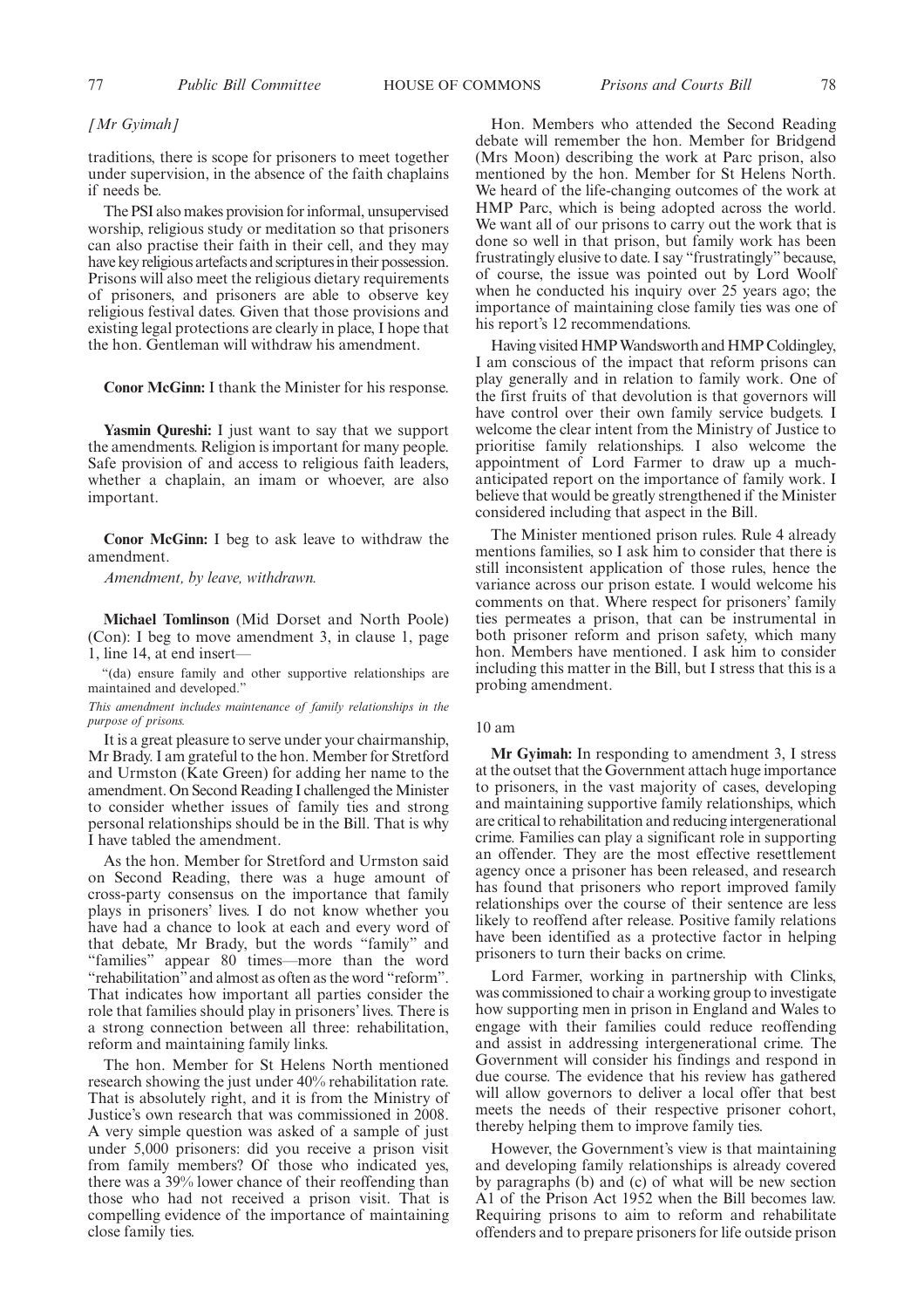*[Mr Gyimah]*

traditions, there is scope for prisoners to meet together under supervision, in the absence of the faith chaplains if needs be.

The PSI also makes provision for informal, unsupervised worship, religious study or meditation so that prisoners can also practise their faith in their cell, and they may have key religious artefacts and scriptures in their possession. Prisons will also meet the religious dietary requirements of prisoners, and prisoners are able to observe key religious festival dates. Given that those provisions and existing legal protections are clearly in place, I hope that the hon. Gentleman will withdraw his amendment.

**Conor McGinn:** I thank the Minister for his response.

**Yasmin Qureshi:** I just want to say that we support the amendments. Religion is important for many people. Safe provision of and access to religious faith leaders, whether a chaplain, an imam or whoever, are also important.

**Conor McGinn:** I beg to ask leave to withdraw the amendment.

*Amendment, by leave, withdrawn.*

**Michael Tomlinson** (Mid Dorset and North Poole) (Con): I beg to move amendment 3, in clause 1, page 1, line 14, at end insert—

"(da) ensure family and other supportive relationships are maintained and developed."

*This amendment includes maintenance of family relationships in the purpose of prisons.*

It is a great pleasure to serve under your chairmanship, Mr Brady. I am grateful to the hon. Member for Stretford and Urmston (Kate Green) for adding her name to the amendment. On Second Reading I challenged the Minister to consider whether issues of family ties and strong personal relationships should be in the Bill. That is why I have tabled the amendment.

As the hon. Member for Stretford and Urmston said on Second Reading, there was a huge amount of cross-party consensus on the importance that family plays in prisoners' lives. I do not know whether you have had a chance to look at each and every word of that debate, Mr Brady, but the words "family" and "families" appear 80 times—more than the word "rehabilitation" and almost as often as the word "reform". That indicates how important all parties consider the role that families should play in prisoners' lives. There is a strong connection between all three: rehabilitation, reform and maintaining family links.

The hon. Member for St Helens North mentioned research showing the just under 40% rehabilitation rate. That is absolutely right, and it is from the Ministry of Justice's own research that was commissioned in 2008. A very simple question was asked of a sample of just under 5,000 prisoners: did you receive a prison visit from family members? Of those who indicated yes, there was a 39% lower chance of their reoffending than those who had not received a prison visit. That is compelling evidence of the importance of maintaining close family ties.

Hon. Members who attended the Second Reading debate will remember the hon. Member for Bridgend (Mrs Moon) describing the work at Parc prison, also mentioned by the hon. Member for St Helens North. We heard of the life-changing outcomes of the work at HMP Parc, which is being adopted across the world. We want all of our prisons to carry out the work that is done so well in that prison, but family work has been frustratingly elusive to date. I say "frustratingly" because, of course, the issue was pointed out by Lord Woolf when he conducted his inquiry over 25 years ago; the importance of maintaining close family ties was one of his report's 12 recommendations.

Having visited HMP Wandsworth and HMP Coldingley, I am conscious of the impact that reform prisons can play generally and in relation to family work. One of the first fruits of that devolution is that governors will have control over their own family service budgets. I welcome the clear intent from the Ministry of Justice to prioritise family relationships. I also welcome the appointment of Lord Farmer to draw up a much-anticipated report on the importance of family work. I believe that would be greatly strengthened if the Minister considered including that aspect in the Bill.

The Minister mentioned prison rules. Rule 4 already mentions families, so I ask him to consider that there is still inconsistent application of those rules, hence the variance across our prison estate. I would welcome his comments on that. Where respect for prisoners' family ties permeates a prison, that can be instrumental in both prisoner reform and prison safety, which many hon. Members have mentioned. I ask him to consider including this matter in the Bill, but I stress that this is a probing amendment.

10 am

**Mr Gyimah:** In responding to amendment 3, I stress at the outset that the Government attach huge importance to prisoners, in the vast majority of cases, developing and maintaining supportive family relationships, which are critical to rehabilitation and reducing intergenerational crime. Families can play a significant role in supporting an offender. They are the most effective resettlement agency once a prisoner has been released, and research has found that prisoners who report improved family relationships over the course of their sentence are less likely to reoffend after release. Positive family relations have been identified as a protective factor in helping prisoners to turn their backs on crime.

Lord Farmer, working in partnership with Clinks, was commissioned to chair a working group to investigate how supporting men in prison in England and Wales to engage with their families could reduce reoffending and assist in addressing intergenerational crime. The Government will consider his findings and respond in due course. The evidence that his review has gathered will allow governors to deliver a local offer that best meets the needs of their respective prisoner cohort, thereby helping them to improve family ties.

However, the Government's view is that maintaining and developing family relationships is already covered by paragraphs (b) and (c) of what will be new section A1 of the Prison Act 1952 when the Bill becomes law. Requiring prisons to aim to reform and rehabilitate offenders and to prepare prisoners for life outside prison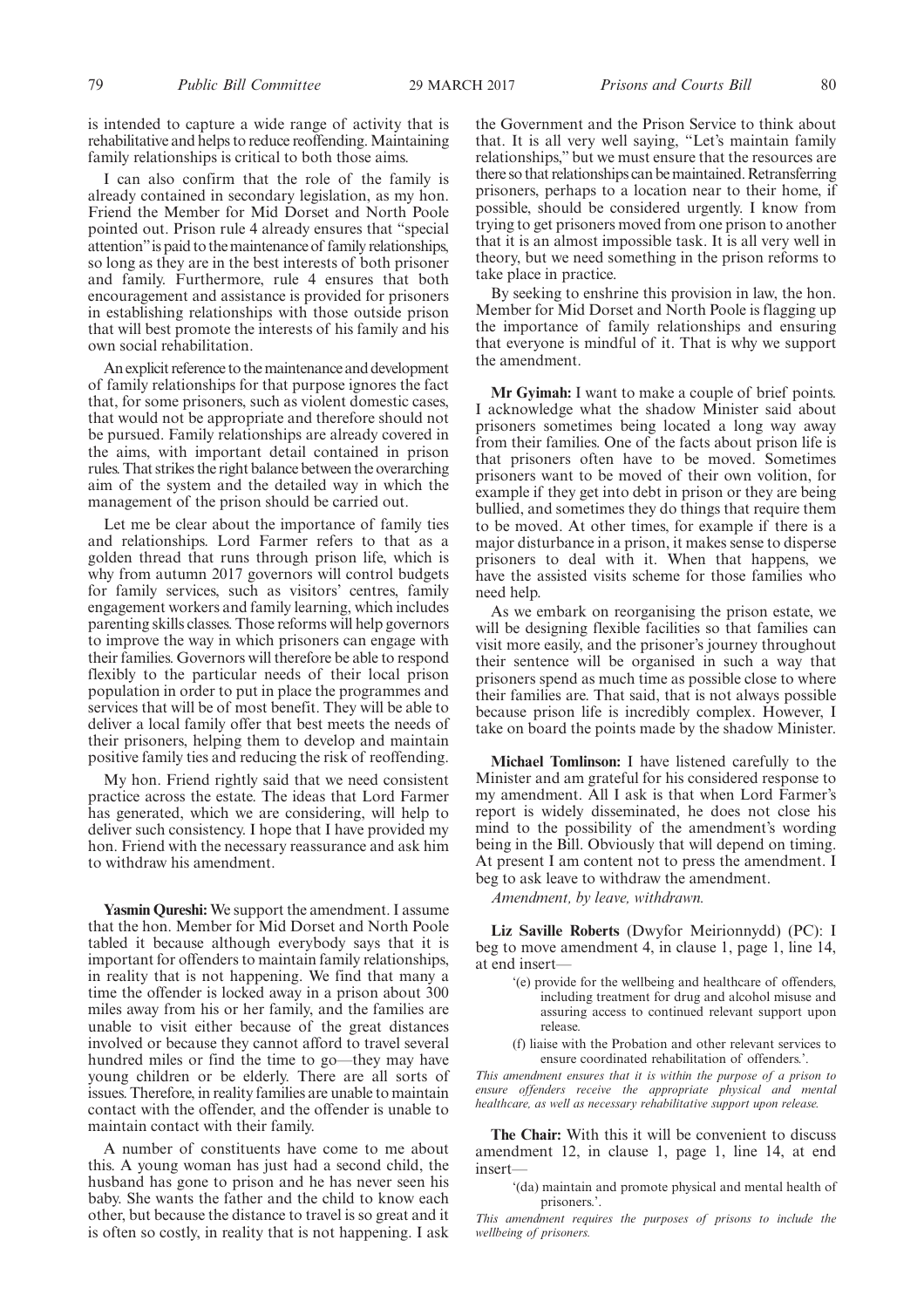is intended to capture a wide range of activity that is rehabilitative and helps to reduce reoffending. Maintaining family relationships is critical to both those aims.

I can also confirm that the role of the family is already contained in secondary legislation, as my hon. Friend the Member for Mid Dorset and North Poole pointed out. Prison rule 4 already ensures that "special attention" is paid to the maintenance of family relationships, so long as they are in the best interests of both prisoner and family. Furthermore, rule 4 ensures that both encouragement and assistance is provided for prisoners in establishing relationships with those outside prison that will best promote the interests of his family and his own social rehabilitation.

An explicit reference to the maintenance and development of family relationships for that purpose ignores the fact that, for some prisoners, such as violent domestic cases, that would not be appropriate and therefore should not be pursued. Family relationships are already covered in the aims, with important detail contained in prison rules. That strikes the right balance between the overarching aim of the system and the detailed way in which the management of the prison should be carried out.

Let me be clear about the importance of family ties and relationships. Lord Farmer refers to that as a golden thread that runs through prison life, which is why from autumn 2017 governors will control budgets for family services, such as visitors' centres, family engagement workers and family learning, which includes parenting skills classes. Those reforms will help governors to improve the way in which prisoners can engage with their families. Governors will therefore be able to respond flexibly to the particular needs of their local prison population in order to put in place the programmes and services that will be of most benefit. They will be able to deliver a local family offer that best meets the needs of their prisoners, helping them to develop and maintain positive family ties and reducing the risk of reoffending.

My hon. Friend rightly said that we need consistent practice across the estate. The ideas that Lord Farmer has generated, which we are considering, will help to deliver such consistency. I hope that I have provided my hon. Friend with the necessary reassurance and ask him to withdraw his amendment.

**Yasmin Qureshi:** We support the amendment. I assume that the hon. Member for Mid Dorset and North Poole tabled it because although everybody says that it is important for offenders to maintain family relationships, in reality that is not happening. We find that many a time the offender is locked away in a prison about 300 miles away from his or her family, and the families are unable to visit either because of the great distances involved or because they cannot afford to travel several hundred miles or find the time to go—they may have young children or be elderly. There are all sorts of issues. Therefore, in reality families are unable to maintain contact with the offender, and the offender is unable to maintain contact with their family.

A number of constituents have come to me about this. A young woman has just had a second child, the husband has gone to prison and he has never seen his baby. She wants the father and the child to know each other, but because the distance to travel is so great and it is often so costly, in reality that is not happening. I ask the Government and the Prison Service to think about that. It is all very well saying, "Let's maintain family relationships," but we must ensure that the resources are there so that relationships can be maintained. Retransferring prisoners, perhaps to a location near to their home, if possible, should be considered urgently. I know from trying to get prisoners moved from one prison to another that it is an almost impossible task. It is all very well in theory, but we need something in the prison reforms to take place in practice.

By seeking to enshrine this provision in law, the hon. Member for Mid Dorset and North Poole is flagging up the importance of family relationships and ensuring that everyone is mindful of it. That is why we support the amendment.

**Mr Gyimah:** I want to make a couple of brief points. I acknowledge what the shadow Minister said about prisoners sometimes being located a long way away from their families. One of the facts about prison life is that prisoners often have to be moved. Sometimes prisoners want to be moved of their own volition, for example if they get into debt in prison or they are being bullied, and sometimes they do things that require them to be moved. At other times, for example if there is a major disturbance in a prison, it makes sense to disperse prisoners to deal with it. When that happens, we have the assisted visits scheme for those families who need help.

As we embark on reorganising the prison estate, we will be designing flexible facilities so that families can visit more easily, and the prisoner's journey throughout their sentence will be organised in such a way that prisoners spend as much time as possible close to where their families are. That said, that is not always possible because prison life is incredibly complex. However, I take on board the points made by the shadow Minister.

**Michael Tomlinson:** I have listened carefully to the Minister and am grateful for his considered response to my amendment. All I ask is that when Lord Farmer's report is widely disseminated, he does not close his mind to the possibility of the amendment's wording being in the Bill. Obviously that will depend on timing. At present I am content not to press the amendment. I beg to ask leave to withdraw the amendment.

*Amendment, by leave, withdrawn.*

**Liz Saville Roberts** (Dwyfor Meirionnydd) (PC): I beg to move amendment 4, in clause 1, page 1, line 14, at end insert—

> '(e) provide for the wellbeing and healthcare of offenders, including treatment for drug and alcohol misuse and assuring access to continued relevant support upon release.
>
> (f) liaise with the Probation and other relevant services to ensure coordinated rehabilitation of offenders.'.

*This amendment ensures that it is within the purpose of a prison to ensure offenders receive the appropriate physical and mental healthcare, as well as necessary rehabilitative support upon release.*

**The Chair:** With this it will be convenient to discuss amendment 12, in clause 1, page 1, line 14, at end insert—

> '(da) maintain and promote physical and mental health of prisoners.'.

*This amendment requires the purposes of prisons to include the wellbeing of prisoners.*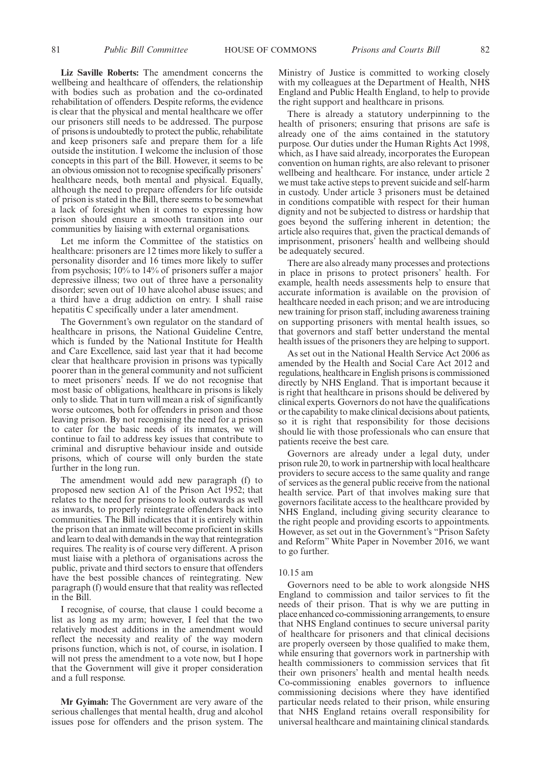**Liz Saville Roberts:** The amendment concerns the wellbeing and healthcare of offenders, the relationship with bodies such as probation and the co-ordinated rehabilitation of offenders. Despite reforms, the evidence is clear that the physical and mental healthcare we offer our prisoners still needs to be addressed. The purpose of prisons is undoubtedly to protect the public, rehabilitate and keep prisoners safe and prepare them for a life outside the institution. I welcome the inclusion of those concepts in this part of the Bill. However, it seems to be an obvious omission not to recognise specifically prisoners' healthcare needs, both mental and physical. Equally, although the need to prepare offenders for life outside of prison is stated in the Bill, there seems to be somewhat a lack of foresight when it comes to expressing how prison should ensure a smooth transition into our communities by liaising with external organisations.

Let me inform the Committee of the statistics on healthcare: prisoners are 12 times more likely to suffer a personality disorder and 16 times more likely to suffer from psychosis; 10% to 14% of prisoners suffer a major depressive illness; two out of three have a personality disorder; seven out of 10 have alcohol abuse issues; and a third have a drug addiction on entry. I shall raise hepatitis C specifically under a later amendment.

The Government's own regulator on the standard of healthcare in prisons, the National Guideline Centre, which is funded by the National Institute for Health and Care Excellence, said last year that it had become clear that healthcare provision in prisons was typically poorer than in the general community and not sufficient to meet prisoners' needs. If we do not recognise that most basic of obligations, healthcare in prisons is likely only to slide. That in turn will mean a risk of significantly worse outcomes, both for offenders in prison and those leaving prison. By not recognising the need for a prison to cater for the basic needs of its inmates, we will continue to fail to address key issues that contribute to criminal and disruptive behaviour inside and outside prisons, which of course will only burden the state further in the long run.

The amendment would add new paragraph (f) to proposed new section A1 of the Prison Act 1952; that relates to the need for prisons to look outwards as well as inwards, to properly reintegrate offenders back into communities. The Bill indicates that it is entirely within the prison that an inmate will become proficient in skills and learn to deal with demands in the way that reintegration requires. The reality is of course very different. A prison must liaise with a plethora of organisations across the public, private and third sectors to ensure that offenders have the best possible chances of reintegrating. New paragraph (f) would ensure that that reality was reflected in the Bill.

I recognise, of course, that clause 1 could become a list as long as my arm; however, I feel that the two relatively modest additions in the amendment would reflect the necessity and reality of the way modern prisons function, which is not, of course, in isolation. I will not press the amendment to a vote now, but I hope that the Government will give it proper consideration and a full response.

**Mr Gyimah:** The Government are very aware of the serious challenges that mental health, drug and alcohol issues pose for offenders and the prison system. The Ministry of Justice is committed to working closely with my colleagues at the Department of Health, NHS England and Public Health England, to help to provide the right support and healthcare in prisons.

There is already a statutory underpinning to the health of prisoners; ensuring that prisons are safe is already one of the aims contained in the statutory purpose. Our duties under the Human Rights Act 1998, which, as I have said already, incorporates the European convention on human rights, are also relevant to prisoner wellbeing and healthcare. For instance, under article 2 we must take active steps to prevent suicide and self-harm in custody. Under article 3 prisoners must be detained in conditions compatible with respect for their human dignity and not be subjected to distress or hardship that goes beyond the suffering inherent in detention; the article also requires that, given the practical demands of imprisonment, prisoners' health and wellbeing should be adequately secured.

There are also already many processes and protections in place in prisons to protect prisoners' health. For example, health needs assessments help to ensure that accurate information is available on the provision of healthcare needed in each prison; and we are introducing new training for prison staff, including awareness training on supporting prisoners with mental health issues, so that governors and staff better understand the mental health issues of the prisoners they are helping to support.

As set out in the National Health Service Act 2006 as amended by the Health and Social Care Act 2012 and regulations, healthcare in English prisons is commissioned directly by NHS England. That is important because it is right that healthcare in prisons should be delivered by clinical experts. Governors do not have the qualifications or the capability to make clinical decisions about patients, so it is right that responsibility for those decisions should lie with those professionals who can ensure that patients receive the best care.

Governors are already under a legal duty, under prison rule 20, to work in partnership with local healthcare providers to secure access to the same quality and range of services as the general public receive from the national health service. Part of that involves making sure that governors facilitate access to the healthcare provided by NHS England, including giving security clearance to the right people and providing escorts to appointments. However, as set out in the Government's "Prison Safety and Reform" White Paper in November 2016, we want to go further.

10.15 am

Governors need to be able to work alongside NHS England to commission and tailor services to fit the needs of their prison. That is why we are putting in place enhanced co-commissioning arrangements, to ensure that NHS England continues to secure universal parity of healthcare for prisoners and that clinical decisions are properly overseen by those qualified to make them, while ensuring that governors work in partnership with health commissioners to commission services that fit their own prisoners' health and mental health needs. Co-commissioning enables governors to influence commissioning decisions where they have identified particular needs related to their prison, while ensuring that NHS England retains overall responsibility for universal healthcare and maintaining clinical standards.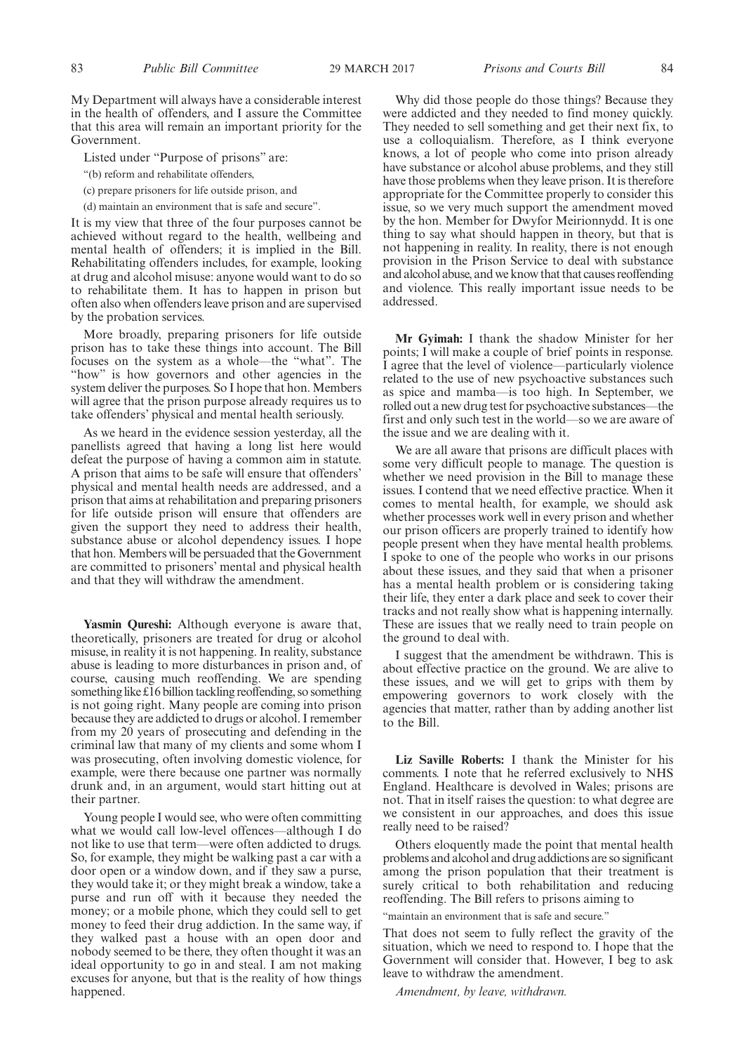My Department will always have a considerable interest in the health of offenders, and I assure the Committee that this area will remain an important priority for the Government.

Listed under "Purpose of prisons" are:

"(b) reform and rehabilitate offenders,

(c) prepare prisoners for life outside prison, and

(d) maintain an environment that is safe and secure".

It is my view that three of the four purposes cannot be achieved without regard to the health, wellbeing and mental health of offenders; it is implied in the Bill. Rehabilitating offenders includes, for example, looking at drug and alcohol misuse: anyone would want to do so to rehabilitate them. It has to happen in prison but often also when offenders leave prison and are supervised by the probation services.

More broadly, preparing prisoners for life outside prison has to take these things into account. The Bill focuses on the system as a whole—the "what". The "how" is how governors and other agencies in the system deliver the purposes. So I hope that hon. Members will agree that the prison purpose already requires us to take offenders' physical and mental health seriously.

As we heard in the evidence session yesterday, all the panellists agreed that having a long list here would defeat the purpose of having a common aim in statute. A prison that aims to be safe will ensure that offenders' physical and mental health needs are addressed, and a prison that aims at rehabilitation and preparing prisoners for life outside prison will ensure that offenders are given the support they need to address their health, substance abuse or alcohol dependency issues. I hope that hon. Members will be persuaded that the Government are committed to prisoners' mental and physical health and that they will withdraw the amendment.

**Yasmin Qureshi:** Although everyone is aware that, theoretically, prisoners are treated for drug or alcohol misuse, in reality it is not happening. In reality, substance abuse is leading to more disturbances in prison and, of course, causing much reoffending. We are spending something like £16 billion tackling reoffending, so something is not going right. Many people are coming into prison because they are addicted to drugs or alcohol. I remember from my 20 years of prosecuting and defending in the criminal law that many of my clients and some whom I was prosecuting, often involving domestic violence, for example, were there because one partner was normally drunk and, in an argument, would start hitting out at their partner.

Young people I would see, who were often committing what we would call low-level offences—although I do not like to use that term—were often addicted to drugs. So, for example, they might be walking past a car with a door open or a window down, and if they saw a purse, they would take it; or they might break a window, take a purse and run off with it because they needed the money; or a mobile phone, which they could sell to get money to feed their drug addiction. In the same way, if they walked past a house with an open door and nobody seemed to be there, they often thought it was an ideal opportunity to go in and steal. I am not making excuses for anyone, but that is the reality of how things happened.

Why did those people do those things? Because they were addicted and they needed to find money quickly. They needed to sell something and get their next fix, to use a colloquialism. Therefore, as I think everyone knows, a lot of people who come into prison already have substance or alcohol abuse problems, and they still have those problems when they leave prison. It is therefore appropriate for the Committee properly to consider this issue, so we very much support the amendment moved by the hon. Member for Dwyfor Meirionnydd. It is one thing to say what should happen in theory, but that is not happening in reality. In reality, there is not enough provision in the Prison Service to deal with substance and alcohol abuse, and we know that that causes reoffending and violence. This really important issue needs to be addressed.

**Mr Gyimah:** I thank the shadow Minister for her points; I will make a couple of brief points in response. I agree that the level of violence—particularly violence related to the use of new psychoactive substances such as spice and mamba—is too high. In September, we rolled out a new drug test for psychoactive substances—the first and only such test in the world—so we are aware of the issue and we are dealing with it.

We are all aware that prisons are difficult places with some very difficult people to manage. The question is whether we need provision in the Bill to manage these issues. I contend that we need effective practice. When it comes to mental health, for example, we should ask whether processes work well in every prison and whether our prison officers are properly trained to identify how people present when they have mental health problems. I spoke to one of the people who works in our prisons about these issues, and they said that when a prisoner has a mental health problem or is considering taking their life, they enter a dark place and seek to cover their tracks and not really show what is happening internally. These are issues that we really need to train people on the ground to deal with.

I suggest that the amendment be withdrawn. This is about effective practice on the ground. We are alive to these issues, and we will get to grips with them by empowering governors to work closely with the agencies that matter, rather than by adding another list to the Bill.

**Liz Saville Roberts:** I thank the Minister for his comments. I note that he referred exclusively to NHS England. Healthcare is devolved in Wales; prisons are not. That in itself raises the question: to what degree are we consistent in our approaches, and does this issue really need to be raised?

Others eloquently made the point that mental health problems and alcohol and drug addictions are so significant among the prison population that their treatment is surely critical to both rehabilitation and reducing reoffending. The Bill refers to prisons aiming to

"maintain an environment that is safe and secure."

That does not seem to fully reflect the gravity of the situation, which we need to respond to. I hope that the Government will consider that. However, I beg to ask leave to withdraw the amendment.

*Amendment, by leave, withdrawn.*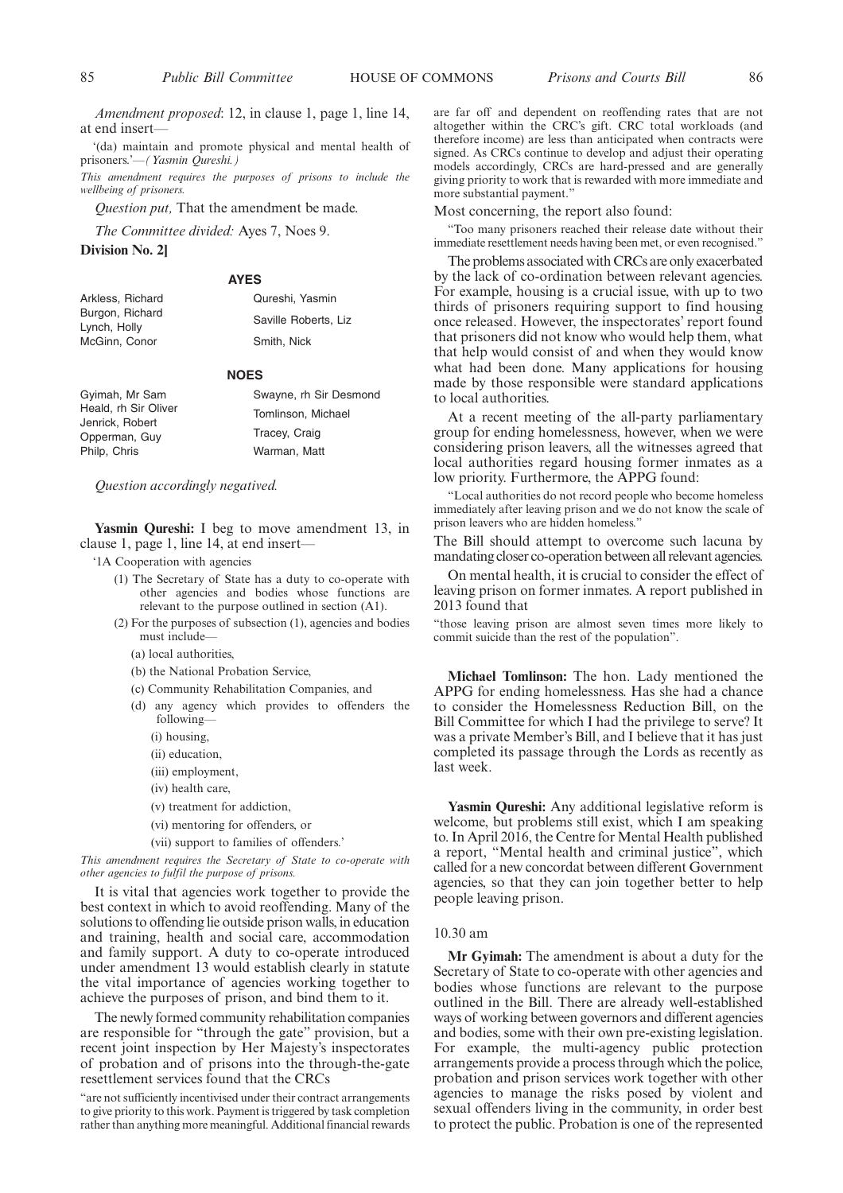*Amendment proposed*: 12, in clause 1, page 1, line 14, at end insert—

'(da) maintain and promote physical and mental health of prisoners.'—*(Yasmin Qureshi.)*

*This amendment requires the purposes of prisons to include the wellbeing of prisoners.*

*Question put,* That the amendment be made.

*The Committee divided:* Ayes 7, Noes 9.

**Division No. 2]**

**AYES**

Arkless, Richard
Burgon, Richard
Lynch, Holly
McGinn, Conor
Qureshi, Yasmin
Saville Roberts, Liz
Smith, Nick

**NOES**

Gyimah, Mr Sam
Heald, rh Sir Oliver
Jenrick, Robert
Opperman, Guy
Philp, Chris
Swayne, rh Sir Desmond
Tomlinson, Michael
Tracey, Craig
Warman, Matt

*Question accordingly negatived.*

**Yasmin Qureshi:** I beg to move amendment 13, in clause 1, page 1, line 14, at end insert—

'1A Cooperation with agencies

(1) The Secretary of State has a duty to co-operate with other agencies and bodies whose functions are relevant to the purpose outlined in section (A1).

(2) For the purposes of subsection (1), agencies and bodies must include—

(a) local authorities,

(b) the National Probation Service,

(c) Community Rehabilitation Companies, and

(d) any agency which provides to offenders the following—

(i) housing,

(ii) education,

(iii) employment,

(iv) health care,

(v) treatment for addiction,

(vi) mentoring for offenders, or

(vii) support to families of offenders.'

*This amendment requires the Secretary of State to co-operate with other agencies to fulfil the purpose of prisons.*

It is vital that agencies work together to provide the best context in which to avoid reoffending. Many of the solutions to offending lie outside prison walls, in education and training, health and social care, accommodation and family support. A duty to co-operate introduced under amendment 13 would establish clearly in statute the vital importance of agencies working together to achieve the purposes of prison, and bind them to it.

The newly formed community rehabilitation companies are responsible for "through the gate" provision, but a recent joint inspection by Her Majesty's inspectorates of probation and of prisons into the through-the-gate resettlement services found that the CRCs

"are not sufficiently incentivised under their contract arrangements to give priority to this work. Payment is triggered by task completion rather than anything more meaningful. Additional financial rewards are far off and dependent on reoffending rates that are not altogether within the CRC's gift. CRC total workloads (and therefore income) are less than anticipated when contracts were signed. As CRCs continue to develop and adjust their operating models accordingly, CRCs are hard-pressed and are generally giving priority to work that is rewarded with more immediate and more substantial payment."

Most concerning, the report also found:

"Too many prisoners reached their release date without their immediate resettlement needs having been met, or even recognised."

The problems associated with CRCs are only exacerbated by the lack of co-ordination between relevant agencies. For example, housing is a crucial issue, with up to two thirds of prisoners requiring support to find housing once released. However, the inspectorates' report found that prisoners did not know who would help them, what that help would consist of and when they would know what had been done. Many applications for housing made by those responsible were standard applications to local authorities.

At a recent meeting of the all-party parliamentary group for ending homelessness, however, when we were considering prison leavers, all the witnesses agreed that local authorities regard housing former inmates as a low priority. Furthermore, the APPG found:

"Local authorities do not record people who become homeless immediately after leaving prison and we do not know the scale of prison leavers who are hidden homeless."

The Bill should attempt to overcome such lacuna by mandating closer co-operation between all relevant agencies.

On mental health, it is crucial to consider the effect of leaving prison on former inmates. A report published in 2013 found that

"those leaving prison are almost seven times more likely to commit suicide than the rest of the population".

**Michael Tomlinson:** The hon. Lady mentioned the APPG for ending homelessness. Has she had a chance to consider the Homelessness Reduction Bill, on the Bill Committee for which I had the privilege to serve? It was a private Member's Bill, and I believe that it has just completed its passage through the Lords as recently as last week.

**Yasmin Qureshi:** Any additional legislative reform is welcome, but problems still exist, which I am speaking to. In April 2016, the Centre for Mental Health published a report, "Mental health and criminal justice", which called for a new concordat between different Government agencies, so that they can join together better to help people leaving prison.

10.30 am

**Mr Gyimah:** The amendment is about a duty for the Secretary of State to co-operate with other agencies and bodies whose functions are relevant to the purpose outlined in the Bill. There are already well-established ways of working between governors and different agencies and bodies, some with their own pre-existing legislation. For example, the multi-agency public protection arrangements provide a process through which the police, probation and prison services work together with other agencies to manage the risks posed by violent and sexual offenders living in the community, in order best to protect the public. Probation is one of the represented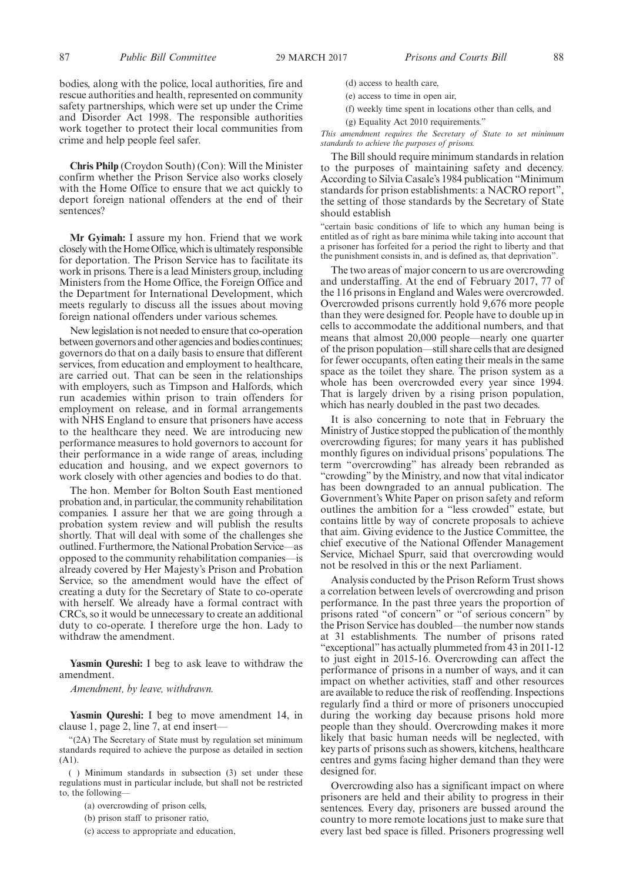bodies, along with the police, local authorities, fire and rescue authorities and health, represented on community safety partnerships, which were set up under the Crime and Disorder Act 1998. The responsible authorities work together to protect their local communities from crime and help people feel safer.

**Chris Philp** (Croydon South) (Con): Will the Minister confirm whether the Prison Service also works closely with the Home Office to ensure that we act quickly to deport foreign national offenders at the end of their sentences?

**Mr Gyimah:** I assure my hon. Friend that we work closely with the Home Office, which is ultimately responsible for deportation. The Prison Service has to facilitate its work in prisons. There is a lead Ministers group, including Ministers from the Home Office, the Foreign Office and the Department for International Development, which meets regularly to discuss all the issues about moving foreign national offenders under various schemes.

New legislation is not needed to ensure that co-operation between governors and other agencies and bodies continues; governors do that on a daily basis to ensure that different services, from education and employment to healthcare, are carried out. That can be seen in the relationships with employers, such as Timpson and Halfords, which run academies within prison to train offenders for employment on release, and in formal arrangements with NHS England to ensure that prisoners have access to the healthcare they need. We are introducing new performance measures to hold governors to account for their performance in a wide range of areas, including education and housing, and we expect governors to work closely with other agencies and bodies to do that.

The hon. Member for Bolton South East mentioned probation and, in particular, the community rehabilitation companies. I assure her that we are going through a probation system review and will publish the results shortly. That will deal with some of the challenges she outlined. Furthermore, the National Probation Service—as opposed to the community rehabilitation companies—is already covered by Her Majesty's Prison and Probation Service, so the amendment would have the effect of creating a duty for the Secretary of State to co-operate with herself. We already have a formal contract with CRCs, so it would be unnecessary to create an additional duty to co-operate. I therefore urge the hon. Lady to withdraw the amendment.

**Yasmin Qureshi:** I beg to ask leave to withdraw the amendment.

*Amendment, by leave, withdrawn.*

**Yasmin Qureshi:** I beg to move amendment 14, in clause 1, page 2, line 7, at end insert—

"(2A) The Secretary of State must by regulation set minimum standards required to achieve the purpose as detailed in section (A1).

( ) Minimum standards in subsection (3) set under these regulations must in particular include, but shall not be restricted to, the following—

(a) overcrowding of prison cells,

(b) prison staff to prisoner ratio,

(c) access to appropriate and education,

(d) access to health care,

(e) access to time in open air,

(f) weekly time spent in locations other than cells, and

(g) Equality Act 2010 requirements."

*This amendment requires the Secretary of State to set minimum standards to achieve the purposes of prisons.*

The Bill should require minimum standards in relation to the purposes of maintaining safety and decency. According to Silvia Casale's 1984 publication "Minimum standards for prison establishments: a NACRO report", the setting of those standards by the Secretary of State should establish

"certain basic conditions of life to which any human being is entitled as of right as bare minima while taking into account that a prisoner has forfeited for a period the right to liberty and that the punishment consists in, and is defined as, that deprivation".

The two areas of major concern to us are overcrowding and understaffing. At the end of February 2017, 77 of the 116 prisons in England and Wales were overcrowded. Overcrowded prisons currently hold 9,676 more people than they were designed for. People have to double up in cells to accommodate the additional numbers, and that means that almost 20,000 people—nearly one quarter of the prison population—still share cells that are designed for fewer occupants, often eating their meals in the same space as the toilet they share. The prison system as a whole has been overcrowded every year since 1994. That is largely driven by a rising prison population, which has nearly doubled in the past two decades.

It is also concerning to note that in February the Ministry of Justice stopped the publication of the monthly overcrowding figures; for many years it has published monthly figures on individual prisons' populations. The term "overcrowding" has already been rebranded as "crowding" by the Ministry, and now that vital indicator has been downgraded to an annual publication. The Government's White Paper on prison safety and reform outlines the ambition for a "less crowded" estate, but contains little by way of concrete proposals to achieve that aim. Giving evidence to the Justice Committee, the chief executive of the National Offender Management Service, Michael Spurr, said that overcrowding would not be resolved in this or the next Parliament.

Analysis conducted by the Prison Reform Trust shows a correlation between levels of overcrowding and prison performance. In the past three years the proportion of prisons rated "of concern" or "of serious concern" by the Prison Service has doubled—the number now stands at 31 establishments. The number of prisons rated "exceptional" has actually plummeted from 43 in 2011-12 to just eight in 2015-16. Overcrowding can affect the performance of prisons in a number of ways, and it can impact on whether activities, staff and other resources are available to reduce the risk of reoffending. Inspections regularly find a third or more of prisoners unoccupied during the working day because prisons hold more people than they should. Overcrowding makes it more likely that basic human needs will be neglected, with key parts of prisons such as showers, kitchens, healthcare centres and gyms facing higher demand than they were designed for.

Overcrowding also has a significant impact on where prisoners are held and their ability to progress in their sentences. Every day, prisoners are bussed around the country to more remote locations just to make sure that every last bed space is filled. Prisoners progressing well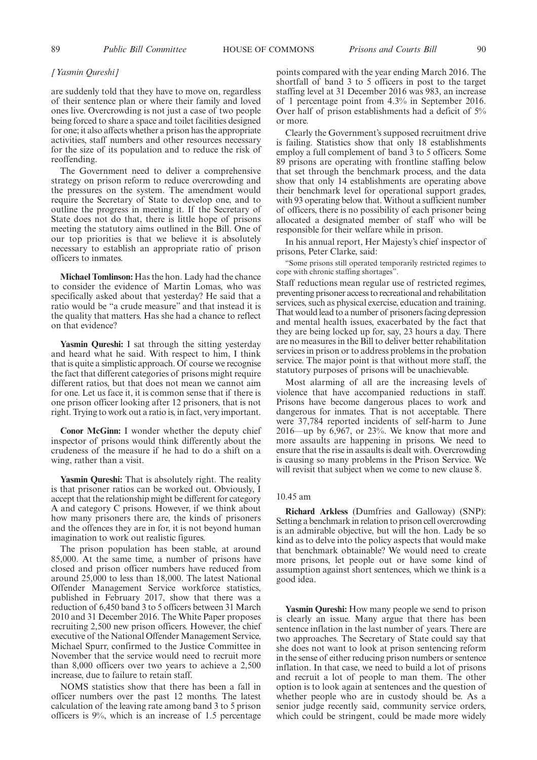*[Yasmin Qureshi]*

are suddenly told that they have to move on, regardless of their sentence plan or where their family and loved ones live. Overcrowding is not just a case of two people being forced to share a space and toilet facilities designed for one; it also affects whether a prison has the appropriate activities, staff numbers and other resources necessary for the size of its population and to reduce the risk of reoffending.

The Government need to deliver a comprehensive strategy on prison reform to reduce overcrowding and the pressures on the system. The amendment would require the Secretary of State to develop one, and to outline the progress in meeting it. If the Secretary of State does not do that, there is little hope of prisons meeting the statutory aims outlined in the Bill. One of our top priorities is that we believe it is absolutely necessary to establish an appropriate ratio of prison officers to inmates.

**Michael Tomlinson:** Has the hon. Lady had the chance to consider the evidence of Martin Lomas, who was specifically asked about that yesterday? He said that a ratio would be "a crude measure" and that instead it is the quality that matters. Has she had a chance to reflect on that evidence?

**Yasmin Qureshi:** I sat through the sitting yesterday and heard what he said. With respect to him, I think that is quite a simplistic approach. Of course we recognise the fact that different categories of prisons might require different ratios, but that does not mean we cannot aim for one. Let us face it, it is common sense that if there is one prison officer looking after 12 prisoners, that is not right. Trying to work out a ratio is, in fact, very important.

**Conor McGinn:** I wonder whether the deputy chief inspector of prisons would think differently about the crudeness of the measure if he had to do a shift on a wing, rather than a visit.

**Yasmin Qureshi:** That is absolutely right. The reality is that prisoner ratios can be worked out. Obviously, I accept that the relationship might be different for category A and category C prisons. However, if we think about how many prisoners there are, the kinds of prisoners and the offences they are in for, it is not beyond human imagination to work out realistic figures.

The prison population has been stable, at around 85,000. At the same time, a number of prisons have closed and prison officer numbers have reduced from around 25,000 to less than 18,000. The latest National Offender Management Service workforce statistics, published in February 2017, show that there was a reduction of 6,450 band 3 to 5 officers between 31 March 2010 and 31 December 2016. The White Paper proposes recruiting 2,500 new prison officers. However, the chief executive of the National Offender Management Service, Michael Spurr, confirmed to the Justice Committee in November that the service would need to recruit more than 8,000 officers over two years to achieve a 2,500 increase, due to failure to retain staff.

NOMS statistics show that there has been a fall in officer numbers over the past 12 months. The latest calculation of the leaving rate among band 3 to 5 prison officers is 9%, which is an increase of 1.5 percentage points compared with the year ending March 2016. The shortfall of band 3 to 5 officers in post to the target staffing level at 31 December 2016 was 983, an increase of 1 percentage point from 4.3% in September 2016. Over half of prison establishments had a deficit of 5% or more.

Clearly the Government's supposed recruitment drive is failing. Statistics show that only 18 establishments employ a full complement of band 3 to 5 officers. Some 89 prisons are operating with frontline staffing below that set through the benchmark process, and the data show that only 14 establishments are operating above their benchmark level for operational support grades, with 93 operating below that. Without a sufficient number of officers, there is no possibility of each prisoner being allocated a designated member of staff who will be responsible for their welfare while in prison.

In his annual report, Her Majesty's chief inspector of prisons, Peter Clarke, said:

> "Some prisons still operated temporarily restricted regimes to cope with chronic staffing shortages".

Staff reductions mean regular use of restricted regimes, preventing prisoner access to recreational and rehabilitation services, such as physical exercise, education and training. That would lead to a number of prisoners facing depression and mental health issues, exacerbated by the fact that they are being locked up for, say, 23 hours a day. There are no measures in the Bill to deliver better rehabilitation services in prison or to address problems in the probation service. The major point is that without more staff, the statutory purposes of prisons will be unachievable.

Most alarming of all are the increasing levels of violence that have accompanied reductions in staff. Prisons have become dangerous places to work and dangerous for inmates. That is not acceptable. There were 37,784 reported incidents of self-harm to June 2016—up by 6,967, or 23%. We know that more and more assaults are happening in prisons. We need to ensure that the rise in assaults is dealt with. Overcrowding is causing so many problems in the Prison Service. We will revisit that subject when we come to new clause 8.

10.45 am

**Richard Arkless** (Dumfries and Galloway) (SNP): Setting a benchmark in relation to prison cell overcrowding is an admirable objective, but will the hon. Lady be so kind as to delve into the policy aspects that would make that benchmark obtainable? We would need to create more prisons, let people out or have some kind of assumption against short sentences, which we think is a good idea.

**Yasmin Qureshi:** How many people we send to prison is clearly an issue. Many argue that there has been sentence inflation in the last number of years. There are two approaches. The Secretary of State could say that she does not want to look at prison sentencing reform in the sense of either reducing prison numbers or sentence inflation. In that case, we need to build a lot of prisons and recruit a lot of people to man them. The other option is to look again at sentences and the question of whether people who are in custody should be. As a senior judge recently said, community service orders, which could be stringent, could be made more widely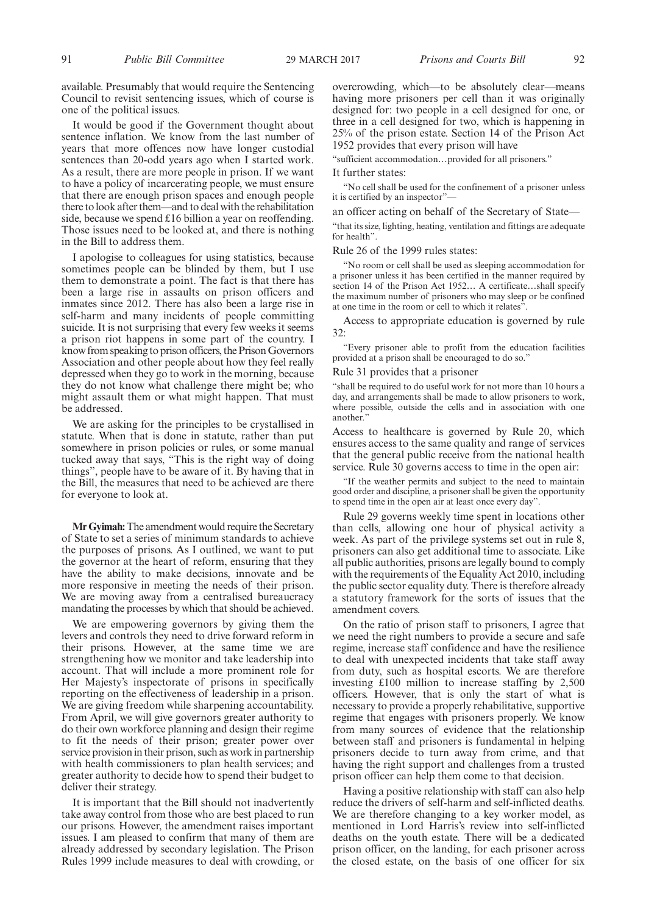available. Presumably that would require the Sentencing Council to revisit sentencing issues, which of course is one of the political issues.

It would be good if the Government thought about sentence inflation. We know from the last number of years that more offences now have longer custodial sentences than 20-odd years ago when I started work. As a result, there are more people in prison. If we want to have a policy of incarcerating people, we must ensure that there are enough prison spaces and enough people there to look after them—and to deal with the rehabilitation side, because we spend £16 billion a year on reoffending. Those issues need to be looked at, and there is nothing in the Bill to address them.

I apologise to colleagues for using statistics, because sometimes people can be blinded by them, but I use them to demonstrate a point. The fact is that there has been a large rise in assaults on prison officers and inmates since 2012. There has also been a large rise in self-harm and many incidents of people committing suicide. It is not surprising that every few weeks it seems a prison riot happens in some part of the country. I know from speaking to prison officers, the Prison Governors Association and other people about how they feel really depressed when they go to work in the morning, because they do not know what challenge there might be; who might assault them or what might happen. That must be addressed.

We are asking for the principles to be crystallised in statute. When that is done in statute, rather than put somewhere in prison policies or rules, or some manual tucked away that says, "This is the right way of doing things", people have to be aware of it. By having that in the Bill, the measures that need to be achieved are there for everyone to look at.

**Mr Gyimah:** The amendment would require the Secretary of State to set a series of minimum standards to achieve the purposes of prisons. As I outlined, we want to put the governor at the heart of reform, ensuring that they have the ability to make decisions, innovate and be more responsive in meeting the needs of their prison. We are moving away from a centralised bureaucracy mandating the processes by which that should be achieved.

We are empowering governors by giving them the levers and controls they need to drive forward reform in their prisons. However, at the same time we are strengthening how we monitor and take leadership into account. That will include a more prominent role for Her Majesty's inspectorate of prisons in specifically reporting on the effectiveness of leadership in a prison. We are giving freedom while sharpening accountability. From April, we will give governors greater authority to do their own workforce planning and design their regime to fit the needs of their prison; greater power over service provision in their prison, such as work in partnership with health commissioners to plan health services; and greater authority to decide how to spend their budget to deliver their strategy.

It is important that the Bill should not inadvertently take away control from those who are best placed to run our prisons. However, the amendment raises important issues. I am pleased to confirm that many of them are already addressed by secondary legislation. The Prison Rules 1999 include measures to deal with crowding, or overcrowding, which—to be absolutely clear—means having more prisoners per cell than it was originally designed for: two people in a cell designed for one, or three in a cell designed for two, which is happening in 25% of the prison estate. Section 14 of the Prison Act 1952 provides that every prison will have

"sufficient accommodation…provided for all prisoners."

It further states:

"No cell shall be used for the confinement of a prisoner unless it is certified by an inspector"—

an officer acting on behalf of the Secretary of State—

"that its size, lighting, heating, ventilation and fittings are adequate for health".

Rule 26 of the 1999 rules states:

"No room or cell shall be used as sleeping accommodation for a prisoner unless it has been certified in the manner required by section 14 of the Prison Act 1952… A certificate…shall specify the maximum number of prisoners who may sleep or be confined at one time in the room or cell to which it relates".

Access to appropriate education is governed by rule 32:

"Every prisoner able to profit from the education facilities provided at a prison shall be encouraged to do so."

Rule 31 provides that a prisoner

"shall be required to do useful work for not more than 10 hours a day, and arrangements shall be made to allow prisoners to work, where possible, outside the cells and in association with one another."

Access to healthcare is governed by Rule 20, which ensures access to the same quality and range of services that the general public receive from the national health service. Rule 30 governs access to time in the open air:

"If the weather permits and subject to the need to maintain good order and discipline, a prisoner shall be given the opportunity to spend time in the open air at least once every day".

Rule 29 governs weekly time spent in locations other than cells, allowing one hour of physical activity a week. As part of the privilege systems set out in rule 8, prisoners can also get additional time to associate. Like all public authorities, prisons are legally bound to comply with the requirements of the Equality Act 2010, including the public sector equality duty. There is therefore already a statutory framework for the sorts of issues that the amendment covers.

On the ratio of prison staff to prisoners, I agree that we need the right numbers to provide a secure and safe regime, increase staff confidence and have the resilience to deal with unexpected incidents that take staff away from duty, such as hospital escorts. We are therefore investing £100 million to increase staffing by 2,500 officers. However, that is only the start of what is necessary to provide a properly rehabilitative, supportive regime that engages with prisoners properly. We know from many sources of evidence that the relationship between staff and prisoners is fundamental in helping prisoners decide to turn away from crime, and that having the right support and challenges from a trusted prison officer can help them come to that decision.

Having a positive relationship with staff can also help reduce the drivers of self-harm and self-inflicted deaths. We are therefore changing to a key worker model, as mentioned in Lord Harris's review into self-inflicted deaths on the youth estate. There will be a dedicated prison officer, on the landing, for each prisoner across the closed estate, on the basis of one officer for six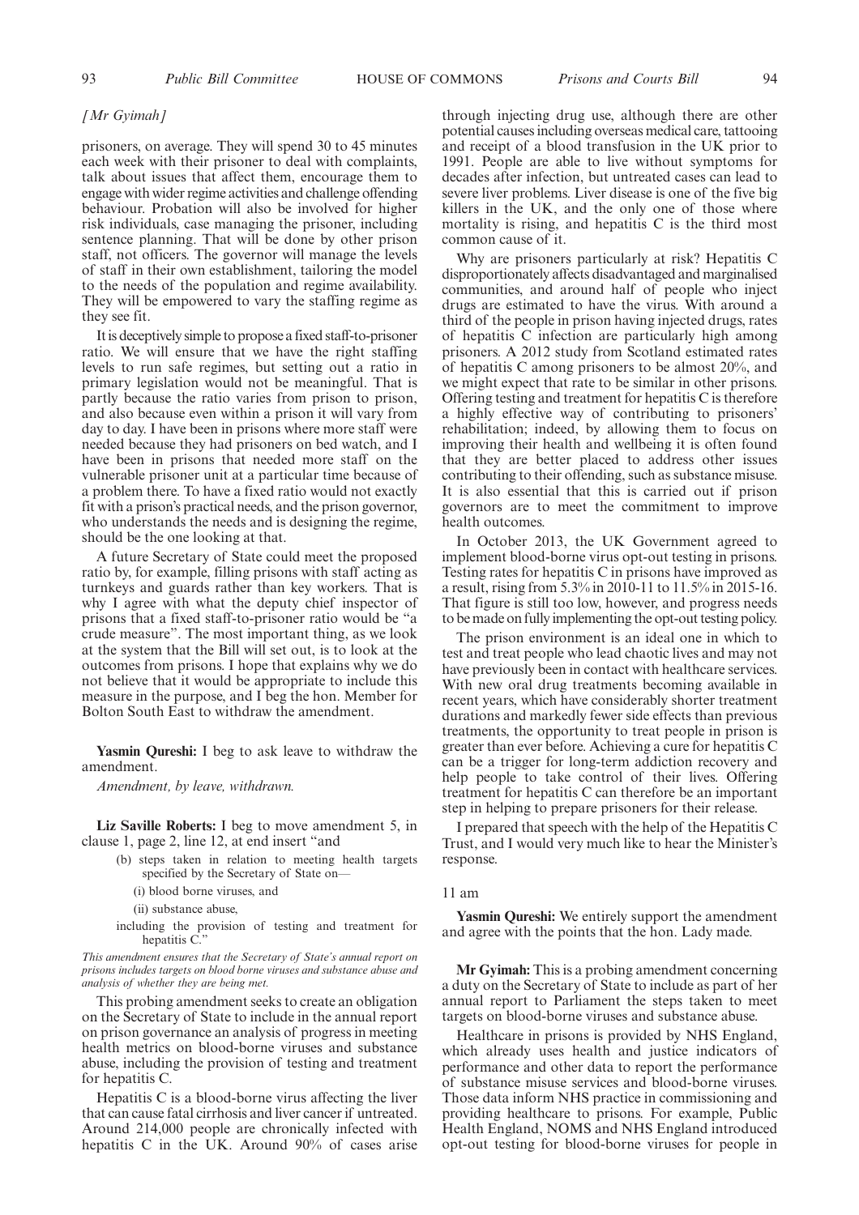*[Mr Gyimah]*

prisoners, on average. They will spend 30 to 45 minutes each week with their prisoner to deal with complaints, talk about issues that affect them, encourage them to engage with wider regime activities and challenge offending behaviour. Probation will also be involved for higher risk individuals, case managing the prisoner, including sentence planning. That will be done by other prison staff, not officers. The governor will manage the levels of staff in their own establishment, tailoring the model to the needs of the population and regime availability. They will be empowered to vary the staffing regime as they see fit.

It is deceptively simple to propose a fixed staff-to-prisoner ratio. We will ensure that we have the right staffing levels to run safe regimes, but setting out a ratio in primary legislation would not be meaningful. That is partly because the ratio varies from prison to prison, and also because even within a prison it will vary from day to day. I have been in prisons where more staff were needed because they had prisoners on bed watch, and I have been in prisons that needed more staff on the vulnerable prisoner unit at a particular time because of a problem there. To have a fixed ratio would not exactly fit with a prison's practical needs, and the prison governor, who understands the needs and is designing the regime, should be the one looking at that.

A future Secretary of State could meet the proposed ratio by, for example, filling prisons with staff acting as turnkeys and guards rather than key workers. That is why I agree with what the deputy chief inspector of prisons that a fixed staff-to-prisoner ratio would be "a crude measure". The most important thing, as we look at the system that the Bill will set out, is to look at the outcomes from prisons. I hope that explains why we do not believe that it would be appropriate to include this measure in the purpose, and I beg the hon. Member for Bolton South East to withdraw the amendment.

**Yasmin Qureshi:** I beg to ask leave to withdraw the amendment.

*Amendment, by leave, withdrawn.*

**Liz Saville Roberts:** I beg to move amendment 5, in clause 1, page 2, line 12, at end insert "and

> (b) steps taken in relation to meeting health targets specified by the Secretary of State on—
>
> (i) blood borne viruses, and
>
> (ii) substance abuse,
>
> including the provision of testing and treatment for hepatitis C."

*This amendment ensures that the Secretary of State's annual report on prisons includes targets on blood borne viruses and substance abuse and analysis of whether they are being met.*

This probing amendment seeks to create an obligation on the Secretary of State to include in the annual report on prison governance an analysis of progress in meeting health metrics on blood-borne viruses and substance abuse, including the provision of testing and treatment for hepatitis C.

Hepatitis C is a blood-borne virus affecting the liver that can cause fatal cirrhosis and liver cancer if untreated. Around 214,000 people are chronically infected with hepatitis C in the UK. Around 90% of cases arise through injecting drug use, although there are other potential causes including overseas medical care, tattooing and receipt of a blood transfusion in the UK prior to 1991. People are able to live without symptoms for decades after infection, but untreated cases can lead to severe liver problems. Liver disease is one of the five big killers in the UK, and the only one of those where mortality is rising, and hepatitis C is the third most common cause of it.

Why are prisoners particularly at risk? Hepatitis C disproportionately affects disadvantaged and marginalised communities, and around half of people who inject drugs are estimated to have the virus. With around a third of the people in prison having injected drugs, rates of hepatitis C infection are particularly high among prisoners. A 2012 study from Scotland estimated rates of hepatitis C among prisoners to be almost 20%, and we might expect that rate to be similar in other prisons. Offering testing and treatment for hepatitis C is therefore a highly effective way of contributing to prisoners' rehabilitation; indeed, by allowing them to focus on improving their health and wellbeing it is often found that they are better placed to address other issues contributing to their offending, such as substance misuse. It is also essential that this is carried out if prison governors are to meet the commitment to improve health outcomes.

In October 2013, the UK Government agreed to implement blood-borne virus opt-out testing in prisons. Testing rates for hepatitis C in prisons have improved as a result, rising from 5.3% in 2010-11 to 11.5% in 2015-16. That figure is still too low, however, and progress needs to be made on fully implementing the opt-out testing policy.

The prison environment is an ideal one in which to test and treat people who lead chaotic lives and may not have previously been in contact with healthcare services. With new oral drug treatments becoming available in recent years, which have considerably shorter treatment durations and markedly fewer side effects than previous treatments, the opportunity to treat people in prison is greater than ever before. Achieving a cure for hepatitis C can be a trigger for long-term addiction recovery and help people to take control of their lives. Offering treatment for hepatitis C can therefore be an important step in helping to prepare prisoners for their release.

I prepared that speech with the help of the Hepatitis C Trust, and I would very much like to hear the Minister's response.

11 am

**Yasmin Qureshi:** We entirely support the amendment and agree with the points that the hon. Lady made.

**Mr Gyimah:** This is a probing amendment concerning a duty on the Secretary of State to include as part of her annual report to Parliament the steps taken to meet targets on blood-borne viruses and substance abuse.

Healthcare in prisons is provided by NHS England, which already uses health and justice indicators of performance and other data to report the performance of substance misuse services and blood-borne viruses. Those data inform NHS practice in commissioning and providing healthcare to prisons. For example, Public Health England, NOMS and NHS England introduced opt-out testing for blood-borne viruses for people in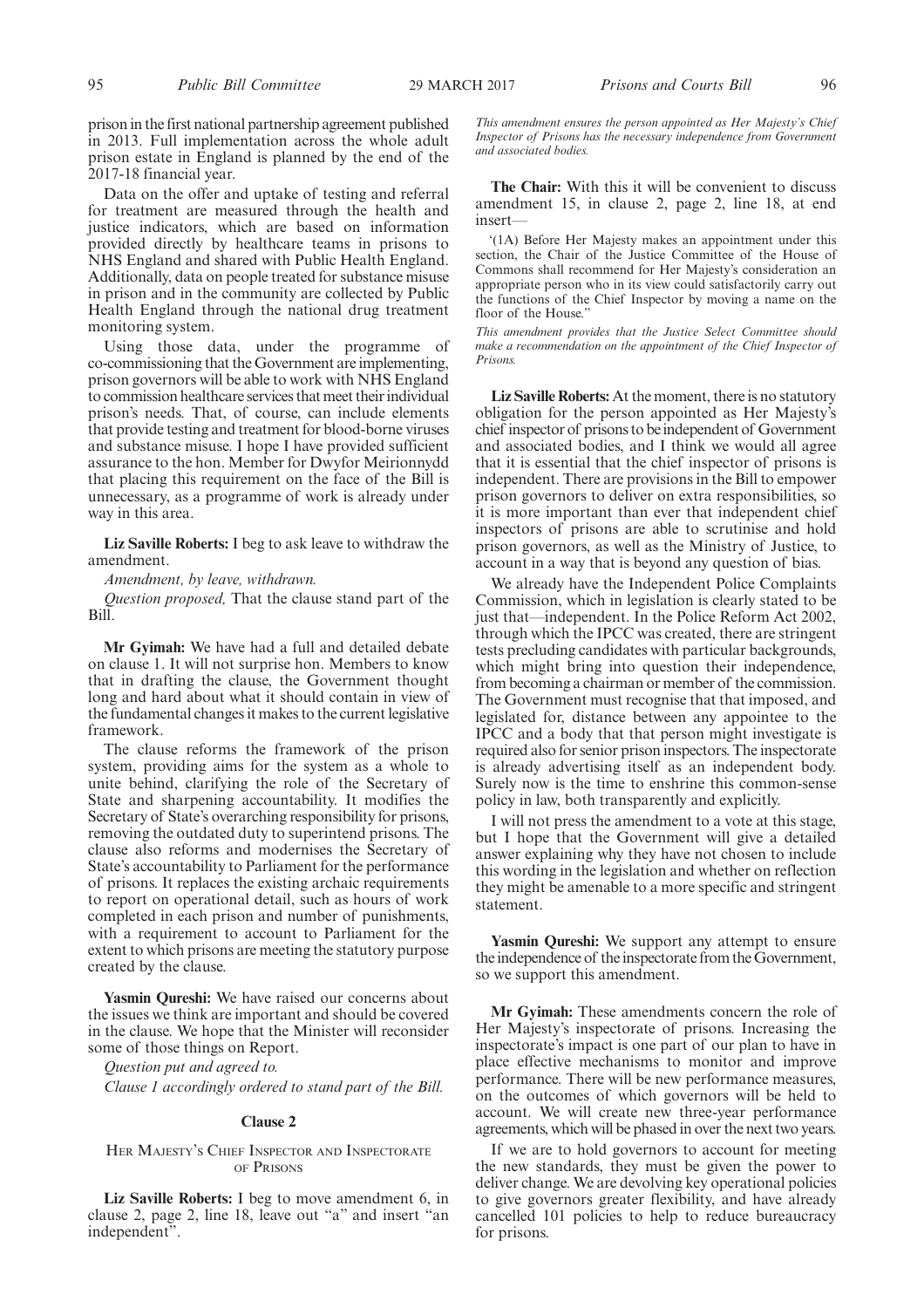prison in the first national partnership agreement published in 2013. Full implementation across the whole adult prison estate in England is planned by the end of the 2017-18 financial year.

Data on the offer and uptake of testing and referral for treatment are measured through the health and justice indicators, which are based on information provided directly by healthcare teams in prisons to NHS England and shared with Public Health England. Additionally, data on people treated for substance misuse in prison and in the community are collected by Public Health England through the national drug treatment monitoring system.

Using those data, under the programme of co-commissioning that the Government are implementing, prison governors will be able to work with NHS England to commission healthcare services that meet their individual prison's needs. That, of course, can include elements that provide testing and treatment for blood-borne viruses and substance misuse. I hope I have provided sufficient assurance to the hon. Member for Dwyfor Meirionnydd that placing this requirement on the face of the Bill is unnecessary, as a programme of work is already under way in this area.

**Liz Saville Roberts:** I beg to ask leave to withdraw the amendment.

*Amendment, by leave, withdrawn.*

*Question proposed,* That the clause stand part of the Bill.

**Mr Gyimah:** We have had a full and detailed debate on clause 1. It will not surprise hon. Members to know that in drafting the clause, the Government thought long and hard about what it should contain in view of the fundamental changes it makes to the current legislative framework.

The clause reforms the framework of the prison system, providing aims for the system as a whole to unite behind, clarifying the role of the Secretary of State and sharpening accountability. It modifies the Secretary of State's overarching responsibility for prisons, removing the outdated duty to superintend prisons. The clause also reforms and modernises the Secretary of State's accountability to Parliament for the performance of prisons. It replaces the existing archaic requirements to report on operational detail, such as hours of work completed in each prison and number of punishments, with a requirement to account to Parliament for the extent to which prisons are meeting the statutory purpose created by the clause.

**Yasmin Qureshi:** We have raised our concerns about the issues we think are important and should be covered in the clause. We hope that the Minister will reconsider some of those things on Report.

*Question put and agreed to.*

*Clause 1 accordingly ordered to stand part of the Bill.*

## Clause 2

### Her Majesty's Chief Inspector and Inspectorate of Prisons

**Liz Saville Roberts:** I beg to move amendment 6, in clause 2, page 2, line 18, leave out "a" and insert "an independent".

*This amendment ensures the person appointed as Her Majesty's Chief Inspector of Prisons has the necessary independence from Government and associated bodies.*

**The Chair:** With this it will be convenient to discuss amendment 15, in clause 2, page 2, line 18, at end insert—

'(1A) Before Her Majesty makes an appointment under this section, the Chair of the Justice Committee of the House of Commons shall recommend for Her Majesty's consideration an appropriate person who in its view could satisfactorily carry out the functions of the Chief Inspector by moving a name on the floor of the House."

*This amendment provides that the Justice Select Committee should make a recommendation on the appointment of the Chief Inspector of Prisons.*

**Liz Saville Roberts:** At the moment, there is no statutory obligation for the person appointed as Her Majesty's chief inspector of prisons to be independent of Government and associated bodies, and I think we would all agree that it is essential that the chief inspector of prisons is independent. There are provisions in the Bill to empower prison governors to deliver on extra responsibilities, so it is more important than ever that independent chief inspectors of prisons are able to scrutinise and hold prison governors, as well as the Ministry of Justice, to account in a way that is beyond any question of bias.

We already have the Independent Police Complaints Commission, which in legislation is clearly stated to be just that—independent. In the Police Reform Act 2002, through which the IPCC was created, there are stringent tests precluding candidates with particular backgrounds, which might bring into question their independence, from becoming a chairman or member of the commission. The Government must recognise that that imposed, and legislated for, distance between any appointee to the IPCC and a body that that person might investigate is required also for senior prison inspectors. The inspectorate is already advertising itself as an independent body. Surely now is the time to enshrine this common-sense policy in law, both transparently and explicitly.

I will not press the amendment to a vote at this stage, but I hope that the Government will give a detailed answer explaining why they have not chosen to include this wording in the legislation and whether on reflection they might be amenable to a more specific and stringent statement.

**Yasmin Qureshi:** We support any attempt to ensure the independence of the inspectorate from the Government, so we support this amendment.

**Mr Gyimah:** These amendments concern the role of Her Majesty's inspectorate of prisons. Increasing the inspectorate's impact is one part of our plan to have in place effective mechanisms to monitor and improve performance. There will be new performance measures, on the outcomes of which governors will be held to account. We will create new three-year performance agreements, which will be phased in over the next two years.

If we are to hold governors to account for meeting the new standards, they must be given the power to deliver change. We are devolving key operational policies to give governors greater flexibility, and have already cancelled 101 policies to help to reduce bureaucracy for prisons.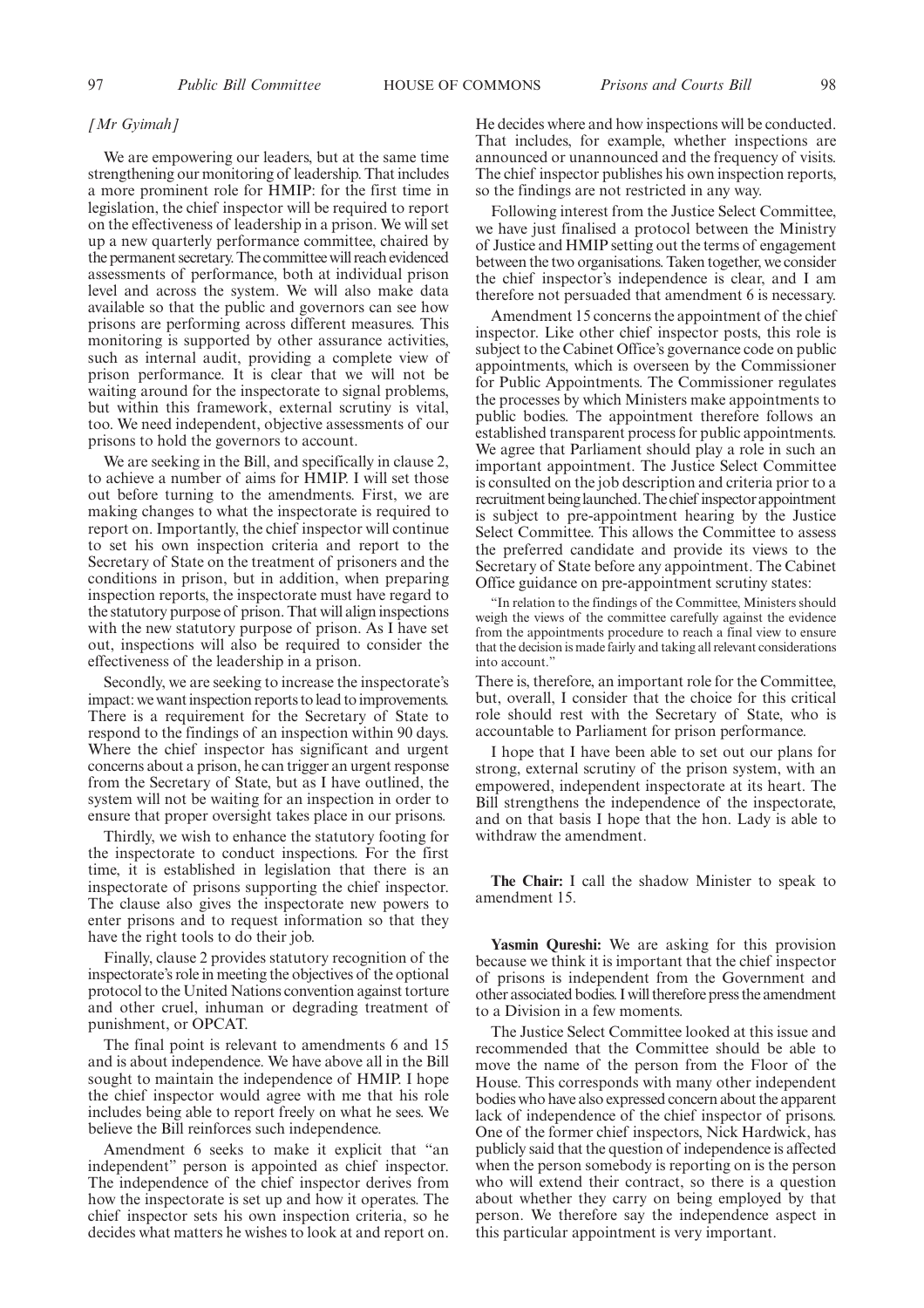*[Mr Gyimah]*

We are empowering our leaders, but at the same time strengthening our monitoring of leadership. That includes a more prominent role for HMIP: for the first time in legislation, the chief inspector will be required to report on the effectiveness of leadership in a prison. We will set up a new quarterly performance committee, chaired by the permanent secretary. The committee will reach evidenced assessments of performance, both at individual prison level and across the system. We will also make data available so that the public and governors can see how prisons are performing across different measures. This monitoring is supported by other assurance activities, such as internal audit, providing a complete view of prison performance. It is clear that we will not be waiting around for the inspectorate to signal problems, but within this framework, external scrutiny is vital, too. We need independent, objective assessments of our prisons to hold the governors to account.

We are seeking in the Bill, and specifically in clause 2, to achieve a number of aims for HMIP. I will set those out before turning to the amendments. First, we are making changes to what the inspectorate is required to report on. Importantly, the chief inspector will continue to set his own inspection criteria and report to the Secretary of State on the treatment of prisoners and the conditions in prison, but in addition, when preparing inspection reports, the inspectorate must have regard to the statutory purpose of prison. That will align inspections with the new statutory purpose of prison. As I have set out, inspections will also be required to consider the effectiveness of the leadership in a prison.

Secondly, we are seeking to increase the inspectorate's impact: we want inspection reports to lead to improvements. There is a requirement for the Secretary of State to respond to the findings of an inspection within 90 days. Where the chief inspector has significant and urgent concerns about a prison, he can trigger an urgent response from the Secretary of State, but as I have outlined, the system will not be waiting for an inspection in order to ensure that proper oversight takes place in our prisons.

Thirdly, we wish to enhance the statutory footing for the inspectorate to conduct inspections. For the first time, it is established in legislation that there is an inspectorate of prisons supporting the chief inspector. The clause also gives the inspectorate new powers to enter prisons and to request information so that they have the right tools to do their job.

Finally, clause 2 provides statutory recognition of the inspectorate's role in meeting the objectives of the optional protocol to the United Nations convention against torture and other cruel, inhuman or degrading treatment of punishment, or OPCAT.

The final point is relevant to amendments 6 and 15 and is about independence. We have above all in the Bill sought to maintain the independence of HMIP. I hope the chief inspector would agree with me that his role includes being able to report freely on what he sees. We believe the Bill reinforces such independence.

Amendment 6 seeks to make it explicit that "an independent" person is appointed as chief inspector. The independence of the chief inspector derives from how the inspectorate is set up and how it operates. The chief inspector sets his own inspection criteria, so he decides what matters he wishes to look at and report on. He decides where and how inspections will be conducted. That includes, for example, whether inspections are announced or unannounced and the frequency of visits. The chief inspector publishes his own inspection reports, so the findings are not restricted in any way.

Following interest from the Justice Select Committee, we have just finalised a protocol between the Ministry of Justice and HMIP setting out the terms of engagement between the two organisations. Taken together, we consider the chief inspector's independence is clear, and I am therefore not persuaded that amendment 6 is necessary.

Amendment 15 concerns the appointment of the chief inspector. Like other chief inspector posts, this role is subject to the Cabinet Office's governance code on public appointments, which is overseen by the Commissioner for Public Appointments. The Commissioner regulates the processes by which Ministers make appointments to public bodies. The appointment therefore follows an established transparent process for public appointments. We agree that Parliament should play a role in such an important appointment. The Justice Select Committee is consulted on the job description and criteria prior to a recruitment being launched. The chief inspector appointment is subject to pre-appointment hearing by the Justice Select Committee. This allows the Committee to assess the preferred candidate and provide its views to the Secretary of State before any appointment. The Cabinet Office guidance on pre-appointment scrutiny states:

> "In relation to the findings of the Committee, Ministers should weigh the views of the committee carefully against the evidence from the appointments procedure to reach a final view to ensure that the decision is made fairly and taking all relevant considerations into account."

There is, therefore, an important role for the Committee, but, overall, I consider that the choice for this critical role should rest with the Secretary of State, who is accountable to Parliament for prison performance.

I hope that I have been able to set out our plans for strong, external scrutiny of the prison system, with an empowered, independent inspectorate at its heart. The Bill strengthens the independence of the inspectorate, and on that basis I hope that the hon. Lady is able to withdraw the amendment.

**The Chair:** I call the shadow Minister to speak to amendment 15.

**Yasmin Qureshi:** We are asking for this provision because we think it is important that the chief inspector of prisons is independent from the Government and other associated bodies. I will therefore press the amendment to a Division in a few moments.

The Justice Select Committee looked at this issue and recommended that the Committee should be able to move the name of the person from the Floor of the House. This corresponds with many other independent bodies who have also expressed concern about the apparent lack of independence of the chief inspector of prisons. One of the former chief inspectors, Nick Hardwick, has publicly said that the question of independence is affected when the person somebody is reporting on is the person who will extend their contract, so there is a question about whether they carry on being employed by that person. We therefore say the independence aspect in this particular appointment is very important.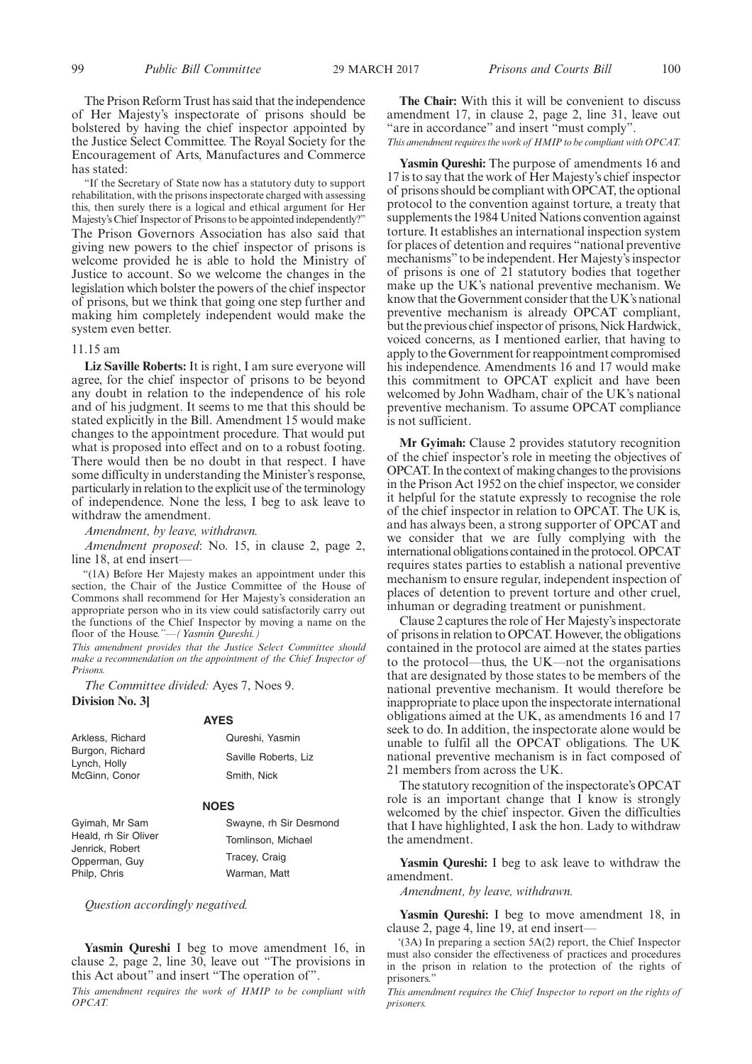The Prison Reform Trust has said that the independence of Her Majesty's inspectorate of prisons should be bolstered by having the chief inspector appointed by the Justice Select Committee. The Royal Society for the Encouragement of Arts, Manufactures and Commerce has stated:

"If the Secretary of State now has a statutory duty to support rehabilitation, with the prisons inspectorate charged with assessing this, then surely there is a logical and ethical argument for Her Majesty's Chief Inspector of Prisons to be appointed independently?"

The Prison Governors Association has also said that giving new powers to the chief inspector of prisons is welcome provided he is able to hold the Ministry of Justice to account. So we welcome the changes in the legislation which bolster the powers of the chief inspector of prisons, but we think that going one step further and making him completely independent would make the system even better.

11.15 am

**Liz Saville Roberts:** It is right, I am sure everyone will agree, for the chief inspector of prisons to be beyond any doubt in relation to the independence of his role and of his judgment. It seems to me that this should be stated explicitly in the Bill. Amendment 15 would make changes to the appointment procedure. That would put what is proposed into effect and on to a robust footing. There would then be no doubt in that respect. I have some difficulty in understanding the Minister's response, particularly in relation to the explicit use of the terminology of independence. None the less, I beg to ask leave to withdraw the amendment.

*Amendment, by leave, withdrawn.*

*Amendment proposed*: No. 15, in clause 2, page 2, line 18, at end insert—

"(1A) Before Her Majesty makes an appointment under this section, the Chair of the Justice Committee of the House of Commons shall recommend for Her Majesty's consideration an appropriate person who in its view could satisfactorily carry out the functions of the Chief Inspector by moving a name on the floor of the House."—*(Yasmin Qureshi.)*

*This amendment provides that the Justice Select Committee should make a recommendation on the appointment of the Chief Inspector of Prisons.*

*The Committee divided:* Ayes 7, Noes 9.

**Division No. 3]**

**AYES**

Arkless, Richard
Burgon, Richard
Lynch, Holly
McGinn, Conor
Qureshi, Yasmin
Saville Roberts, Liz
Smith, Nick

**NOES**

Gyimah, Mr Sam
Heald, rh Sir Oliver
Jenrick, Robert
Opperman, Guy
Philp, Chris
Swayne, rh Sir Desmond
Tomlinson, Michael
Tracey, Craig
Warman, Matt

*Question accordingly negatived.*

**Yasmin Qureshi** I beg to move amendment 16, in clause 2, page 2, line 30, leave out "The provisions in this Act about" and insert "The operation of".

*This amendment requires the work of HMIP to be compliant with OPCAT.*

**The Chair:** With this it will be convenient to discuss amendment 17, in clause 2, page 2, line 31, leave out "are in accordance" and insert "must comply".

*This amendment requires the work of HMIP to be compliant with OPCAT.*

**Yasmin Qureshi:** The purpose of amendments 16 and 17 is to say that the work of Her Majesty's chief inspector of prisons should be compliant with OPCAT, the optional protocol to the convention against torture, a treaty that supplements the 1984 United Nations convention against torture. It establishes an international inspection system for places of detention and requires "national preventive mechanisms" to be independent. Her Majesty's inspector of prisons is one of 21 statutory bodies that together make up the UK's national preventive mechanism. We know that the Government consider that the UK's national preventive mechanism is already OPCAT compliant, but the previous chief inspector of prisons, Nick Hardwick, voiced concerns, as I mentioned earlier, that having to apply to the Government for reappointment compromised his independence. Amendments 16 and 17 would make this commitment to OPCAT explicit and have been welcomed by John Wadham, chair of the UK's national preventive mechanism. To assume OPCAT compliance is not sufficient.

**Mr Gyimah:** Clause 2 provides statutory recognition of the chief inspector's role in meeting the objectives of OPCAT. In the context of making changes to the provisions in the Prison Act 1952 on the chief inspector, we consider it helpful for the statute expressly to recognise the role of the chief inspector in relation to OPCAT. The UK is, and has always been, a strong supporter of OPCAT and we consider that we are fully complying with the international obligations contained in the protocol. OPCAT requires states parties to establish a national preventive mechanism to ensure regular, independent inspection of places of detention to prevent torture and other cruel, inhuman or degrading treatment or punishment.

Clause 2 captures the role of Her Majesty's inspectorate of prisons in relation to OPCAT. However, the obligations contained in the protocol are aimed at the states parties to the protocol—thus, the UK—not the organisations that are designated by those states to be members of the national preventive mechanism. It would therefore be inappropriate to place upon the inspectorate international obligations aimed at the UK, as amendments 16 and 17 seek to do. In addition, the inspectorate alone would be unable to fulfil all the OPCAT obligations. The UK national preventive mechanism is in fact composed of 21 members from across the UK.

The statutory recognition of the inspectorate's OPCAT role is an important change that I know is strongly welcomed by the chief inspector. Given the difficulties that I have highlighted, I ask the hon. Lady to withdraw the amendment.

**Yasmin Qureshi:** I beg to ask leave to withdraw the amendment.

*Amendment, by leave, withdrawn.*

**Yasmin Qureshi:** I beg to move amendment 18, in clause 2, page 4, line 19, at end insert—

'(3A) In preparing a section 5A(2) report, the Chief Inspector must also consider the effectiveness of practices and procedures in the prison in relation to the protection of the rights of prisoners."

*This amendment requires the Chief Inspector to report on the rights of prisoners.*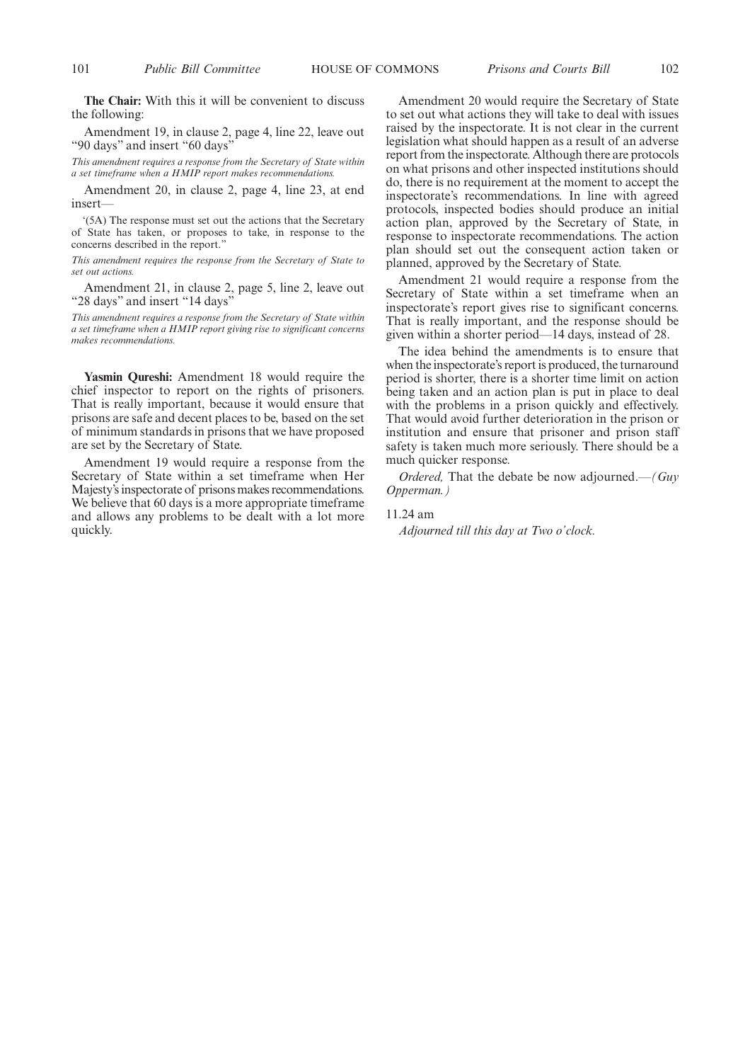**The Chair:** With this it will be convenient to discuss the following:

Amendment 19, in clause 2, page 4, line 22, leave out "90 days" and insert "60 days"

*This amendment requires a response from the Secretary of State within a set timeframe when a HMIP report makes recommendations.*

Amendment 20, in clause 2, page 4, line 23, at end insert—

'(5A) The response must set out the actions that the Secretary of State has taken, or proposes to take, in response to the concerns described in the report."

*This amendment requires the response from the Secretary of State to set out actions.*

Amendment 21, in clause 2, page 5, line 2, leave out "28 days" and insert "14 days"

*This amendment requires a response from the Secretary of State within a set timeframe when a HMIP report giving rise to significant concerns makes recommendations.*

**Yasmin Qureshi:** Amendment 18 would require the chief inspector to report on the rights of prisoners. That is really important, because it would ensure that prisons are safe and decent places to be, based on the set of minimum standards in prisons that we have proposed are set by the Secretary of State.

Amendment 19 would require a response from the Secretary of State within a set timeframe when Her Majesty's inspectorate of prisons makes recommendations. We believe that 60 days is a more appropriate timeframe and allows any problems to be dealt with a lot more quickly.

Amendment 20 would require the Secretary of State to set out what actions they will take to deal with issues raised by the inspectorate. It is not clear in the current legislation what should happen as a result of an adverse report from the inspectorate. Although there are protocols on what prisons and other inspected institutions should do, there is no requirement at the moment to accept the inspectorate's recommendations. In line with agreed protocols, inspected bodies should produce an initial action plan, approved by the Secretary of State, in response to inspectorate recommendations. The action plan should set out the consequent action taken or planned, approved by the Secretary of State.

Amendment 21 would require a response from the Secretary of State within a set timeframe when an inspectorate's report gives rise to significant concerns. That is really important, and the response should be given within a shorter period—14 days, instead of 28.

The idea behind the amendments is to ensure that when the inspectorate's report is produced, the turnaround period is shorter, there is a shorter time limit on action being taken and an action plan is put in place to deal with the problems in a prison quickly and effectively. That would avoid further deterioration in the prison or institution and ensure that prisoner and prison staff safety is taken much more seriously. There should be a much quicker response.

*Ordered,* That the debate be now adjourned.—*(Guy Opperman.)*

11.24 am

*Adjourned till this day at Two o'clock.*